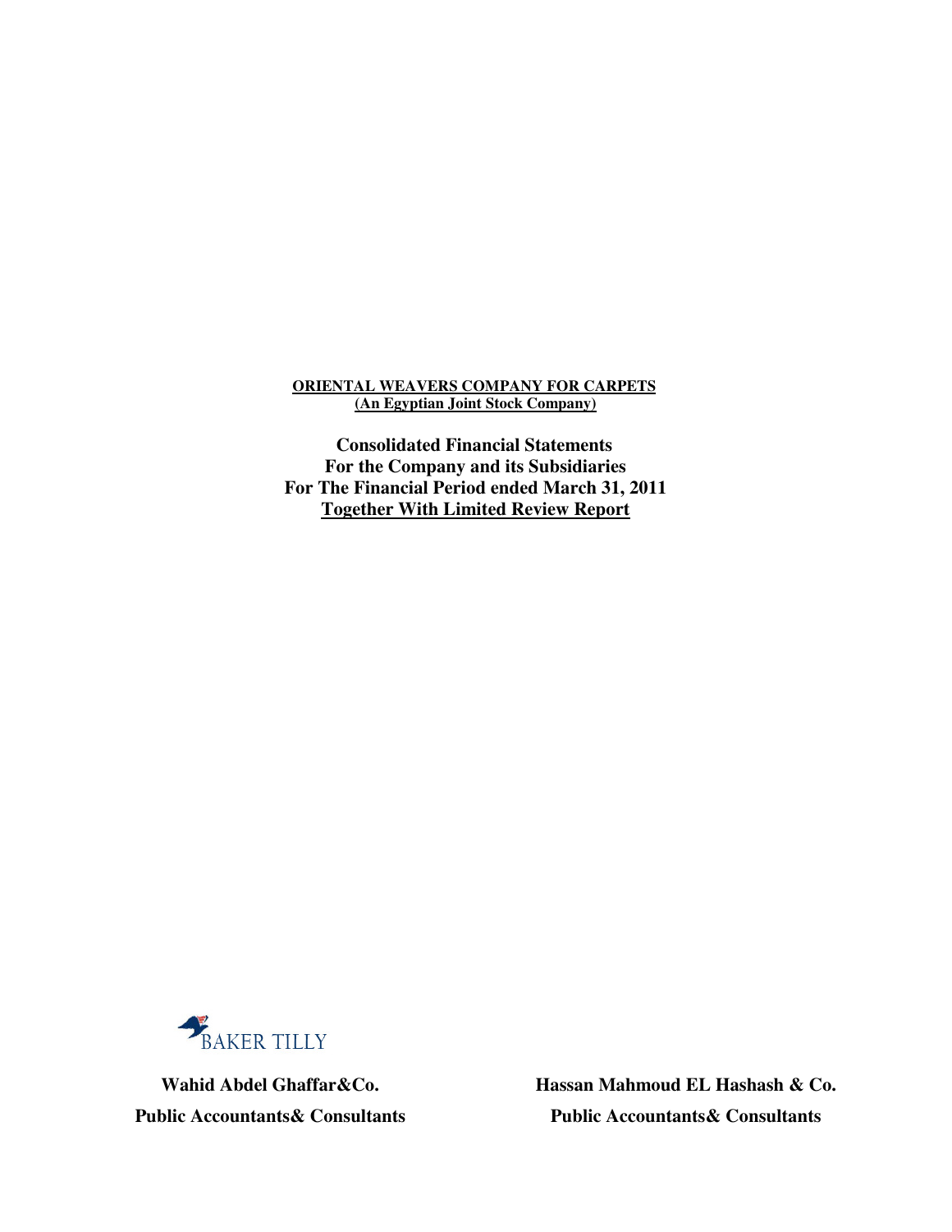**ORIENTAL WEAVERS COMPANY FOR CARPETS**
**(An Egyptian Joint Stock Company)**

**Consolidated Financial Statements**
**For the Company and its Subsidiaries**
**For The Financial Period ended March 31, 2011**
**Together With Limited Review Report**

BAKER TILLY

**Wahid Abdel Ghaffar&Co.**
**Public Accountants& Consultants**

**Hassan Mahmoud EL Hashash & Co.**
**Public Accountants& Consultants**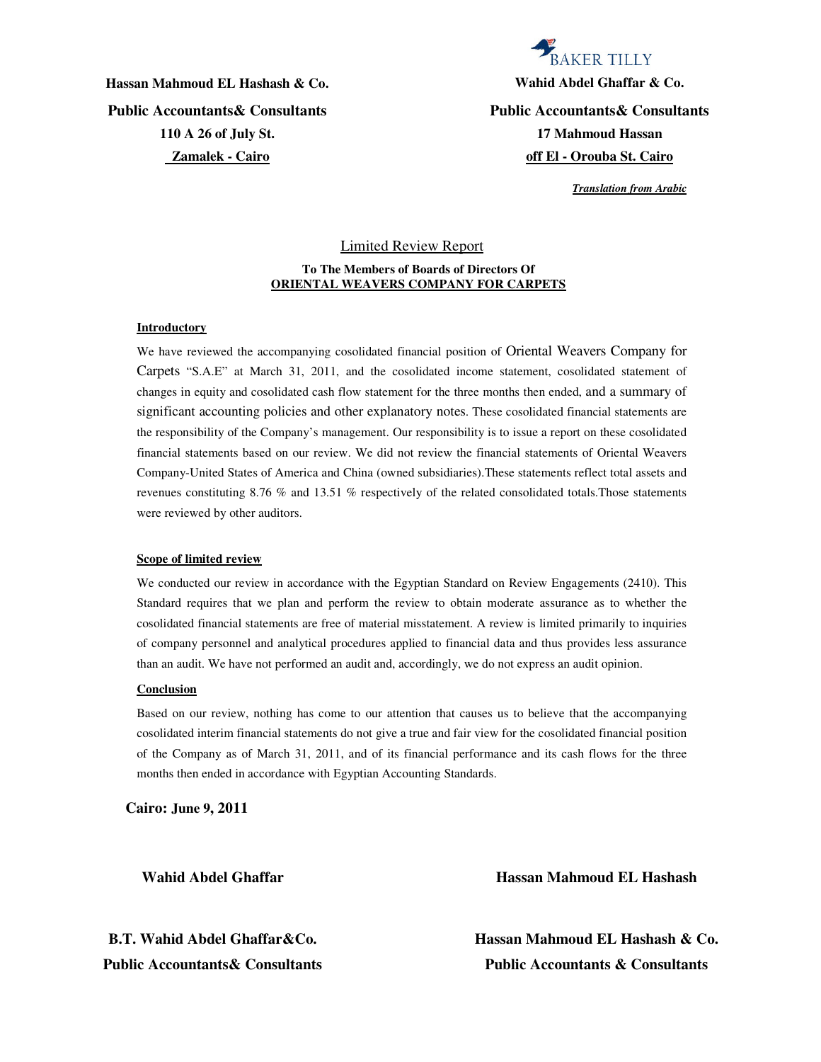**Hassan Mahmoud EL Hashash & Co.**
**Public Accountants& Consultants**
**110 A 26 of July St.**
**Zamalek - Cairo**

BAKER TILLY

**Wahid Abdel Ghaffar & Co.**
**Public Accountants& Consultants**
**17 Mahmoud Hassan**
**off El - Orouba St. Cairo**

*Translation from Arabic*

## Limited Review Report

**To The Members of Boards of Directors Of**
**ORIENTAL WEAVERS COMPANY FOR CARPETS**

**Introductory**

We have reviewed the accompanying cosolidated financial position of Oriental Weavers Company for Carpets "S.A.E" at March 31, 2011, and the cosolidated income statement, cosolidated statement of changes in equity and cosolidated cash flow statement for the three months then ended, and a summary of significant accounting policies and other explanatory notes. These cosolidated financial statements are the responsibility of the Company's management. Our responsibility is to issue a report on these cosolidated financial statements based on our review. We did not review the financial statements of Oriental Weavers Company-United States of America and China (owned subsidiaries).These statements reflect total assets and revenues constituting 8.76 % and 13.51 % respectively of the related consolidated totals.Those statements were reviewed by other auditors.

**Scope of limited review**

We conducted our review in accordance with the Egyptian Standard on Review Engagements (2410). This Standard requires that we plan and perform the review to obtain moderate assurance as to whether the cosolidated financial statements are free of material misstatement. A review is limited primarily to inquiries of company personnel and analytical procedures applied to financial data and thus provides less assurance than an audit. We have not performed an audit and, accordingly, we do not express an audit opinion.

**Conclusion**

Based on our review, nothing has come to our attention that causes us to believe that the accompanying cosolidated interim financial statements do not give a true and fair view for the cosolidated financial position of the Company as of March 31, 2011, and of its financial performance and its cash flows for the three months then ended in accordance with Egyptian Accounting Standards.

**Cairo: June 9, 2011**

**Wahid Abdel Ghaffar**

**B.T. Wahid Abdel Ghaffar&Co.**
**Public Accountants& Consultants**

**Hassan Mahmoud EL Hashash**

**Hassan Mahmoud EL Hashash & Co.**
**Public Accountants & Consultants**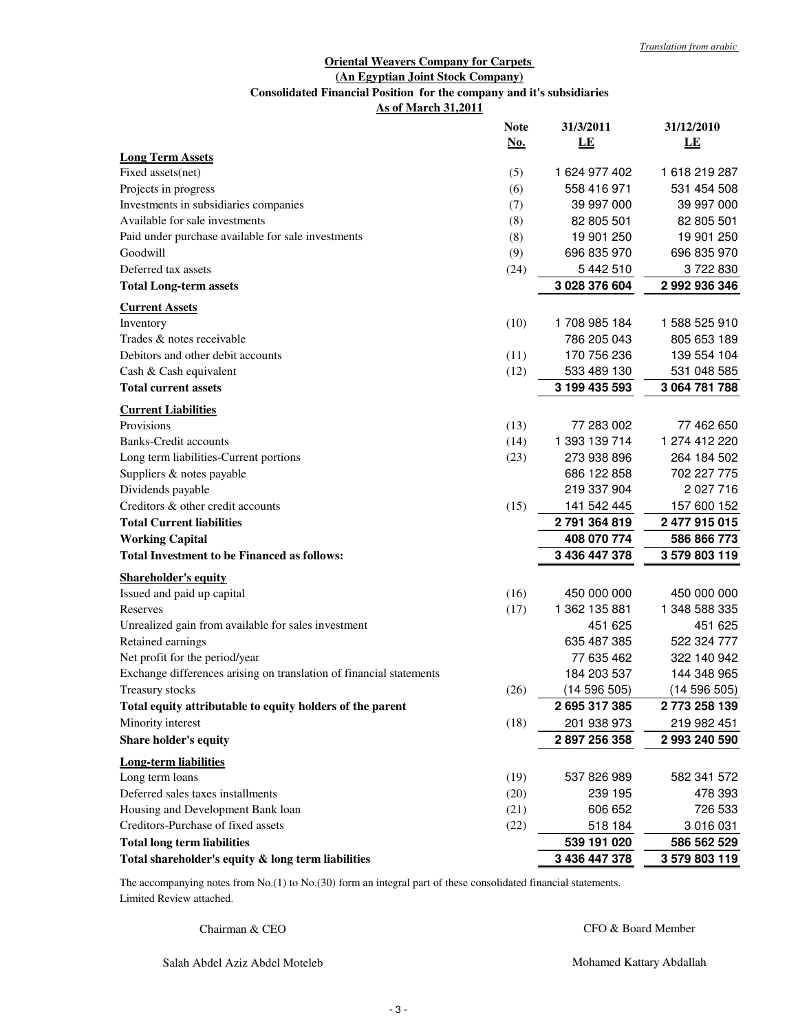*Translation from arabic*

**Oriental Weavers Company for Carpets**
**(An Egyptian Joint Stock Company)**
**Consolidated Financial Position for the company and it's subsidiaries**
**As of March 31,2011**

| | Note No. | 31/3/2011 LE | 31/12/2010 LE |
|---|---|---|---|
| **Long Term Assets** | | | |
| Fixed assets(net) | (5) | 1 624 977 402 | 1 618 219 287 |
| Projects in progress | (6) | 558 416 971 | 531 454 508 |
| Investments in subsidiaries companies | (7) | 39 997 000 | 39 997 000 |
| Available for sale investments | (8) | 82 805 501 | 82 805 501 |
| Paid under purchase available for sale investments | (8) | 19 901 250 | 19 901 250 |
| Goodwill | (9) | 696 835 970 | 696 835 970 |
| Deferred tax assets | (24) | 5 442 510 | 3 722 830 |
| **Total Long-term assets** | | **3 028 376 604** | **2 992 936 346** |
| **Current Assets** | | | |
| Inventory | (10) | 1 708 985 184 | 1 588 525 910 |
| Trades & notes receivable | | 786 205 043 | 805 653 189 |
| Debitors and other debit accounts | (11) | 170 756 236 | 139 554 104 |
| Cash & Cash equivalent | (12) | 533 489 130 | 531 048 585 |
| **Total current assets** | | **3 199 435 593** | **3 064 781 788** |
| **Current Liabilities** | | | |
| Provisions | (13) | 77 283 002 | 77 462 650 |
| Banks-Credit accounts | (14) | 1 393 139 714 | 1 274 412 220 |
| Long term liabilities-Current portions | (23) | 273 938 896 | 264 184 502 |
| Suppliers & notes payable | | 686 122 858 | 702 227 775 |
| Dividends payable | | 219 337 904 | 2 027 716 |
| Creditors & other credit accounts | (15) | 141 542 445 | 157 600 152 |
| **Total Current liabilities** | | **2 791 364 819** | **2 477 915 015** |
| **Working Capital** | | **408 070 774** | **586 866 773** |
| **Total Investment to be Financed as follows:** | | **3 436 447 378** | **3 579 803 119** |
| **Shareholder's equity** | | | |
| Issued and paid up capital | (16) | 450 000 000 | 450 000 000 |
| Reserves | (17) | 1 362 135 881 | 1 348 588 335 |
| Unrealized gain from available for sales investment | | 451 625 | 451 625 |
| Retained earnings | | 635 487 385 | 522 324 777 |
| Net profit for the period/year | | 77 635 462 | 322 140 942 |
| Exchange differences arising on translation of financial statements | | 184 203 537 | 144 348 965 |
| Treasury stocks | (26) | (14 596 505) | (14 596 505) |
| **Total equity attributable to equity holders of the parent** | | **2 695 317 385** | **2 773 258 139** |
| Minority interest | (18) | 201 938 973 | 219 982 451 |
| **Share holder's equity** | | **2 897 256 358** | **2 993 240 590** |
| **Long-term liabilities** | | | |
| Long term loans | (19) | 537 826 989 | 582 341 572 |
| Deferred sales taxes installments | (20) | 239 195 | 478 393 |
| Housing and Development Bank loan | (21) | 606 652 | 726 533 |
| Creditors-Purchase of fixed assets | (22) | 518 184 | 3 016 031 |
| **Total long term liabilities** | | **539 191 020** | **586 562 529** |
| **Total shareholder's equity & long term liabilities** | | **3 436 447 378** | **3 579 803 119** |

The accompanying notes from No.(1) to No.(30) form an integral part of these consolidated financial statements.
Limited Review attached.

Chairman & CEO

Salah Abdel Aziz Abdel Moteleb

CFO & Board Member

Mohamed Kattary Abdallah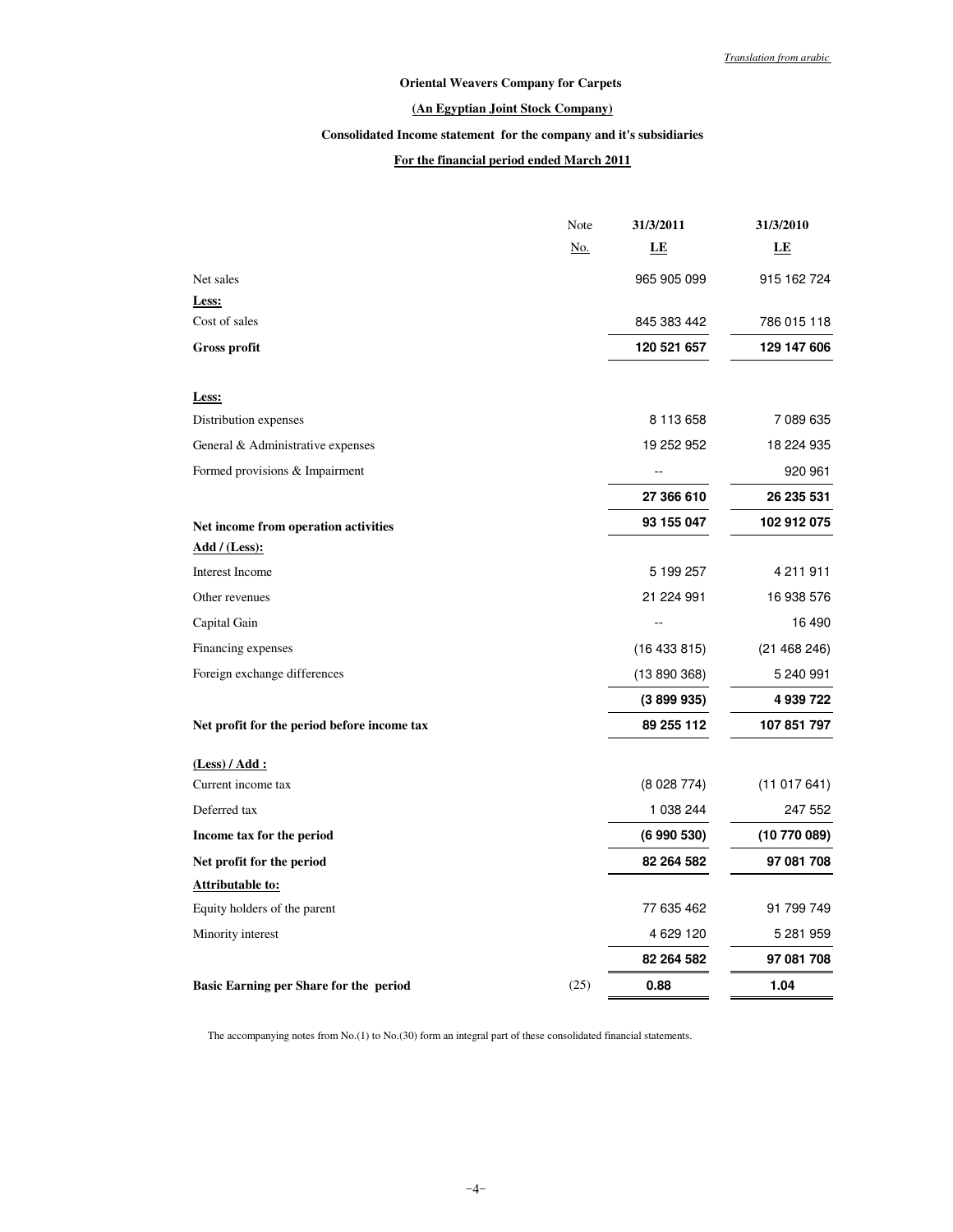*Translation from arabic*

**Oriental Weavers Company for Carpets**

**(An Egyptian Joint Stock Company)**

**Consolidated Income statement for the company and it's subsidiaries**

**For the financial period ended March 2011**

| | Note No. | 31/3/2011 LE | 31/3/2010 LE |
|---|---|---|---|
| Net sales | | 965 905 099 | 915 162 724 |
| **Less:** | | | |
| Cost of sales | | 845 383 442 | 786 015 118 |
| **Gross profit** | | **120 521 657** | **129 147 606** |
| **Less:** | | | |
| Distribution expenses | | 8 113 658 | 7 089 635 |
| General & Administrative expenses | | 19 252 952 | 18 224 935 |
| Formed provisions & Impairment | | -- | 920 961 |
| | | **27 366 610** | **26 235 531** |
| **Net income from operation activities** | | **93 155 047** | **102 912 075** |
| **Add / (Less):** | | | |
| Interest Income | | 5 199 257 | 4 211 911 |
| Other revenues | | 21 224 991 | 16 938 576 |
| Capital Gain | | -- | 16 490 |
| Financing expenses | | (16 433 815) | (21 468 246) |
| Foreign exchange differences | | (13 890 368) | 5 240 991 |
| | | **(3 899 935)** | **4 939 722** |
| **Net profit for the period before income tax** | | **89 255 112** | **107 851 797** |
| **(Less) / Add :** | | | |
| Current income tax | | (8 028 774) | (11 017 641) |
| Deferred tax | | 1 038 244 | 247 552 |
| **Income tax for the period** | | **(6 990 530)** | **(10 770 089)** |
| **Net profit for the period** | | **82 264 582** | **97 081 708** |
| **Attributable to:** | | | |
| Equity holders of the parent | | 77 635 462 | 91 799 749 |
| Minority interest | | 4 629 120 | 5 281 959 |
| | | **82 264 582** | **97 081 708** |
| **Basic Earning per Share for the period** | (25) | **0.88** | **1.04** |

The accompanying notes from No.(1) to No.(30) form an integral part of these consolidated financial statements.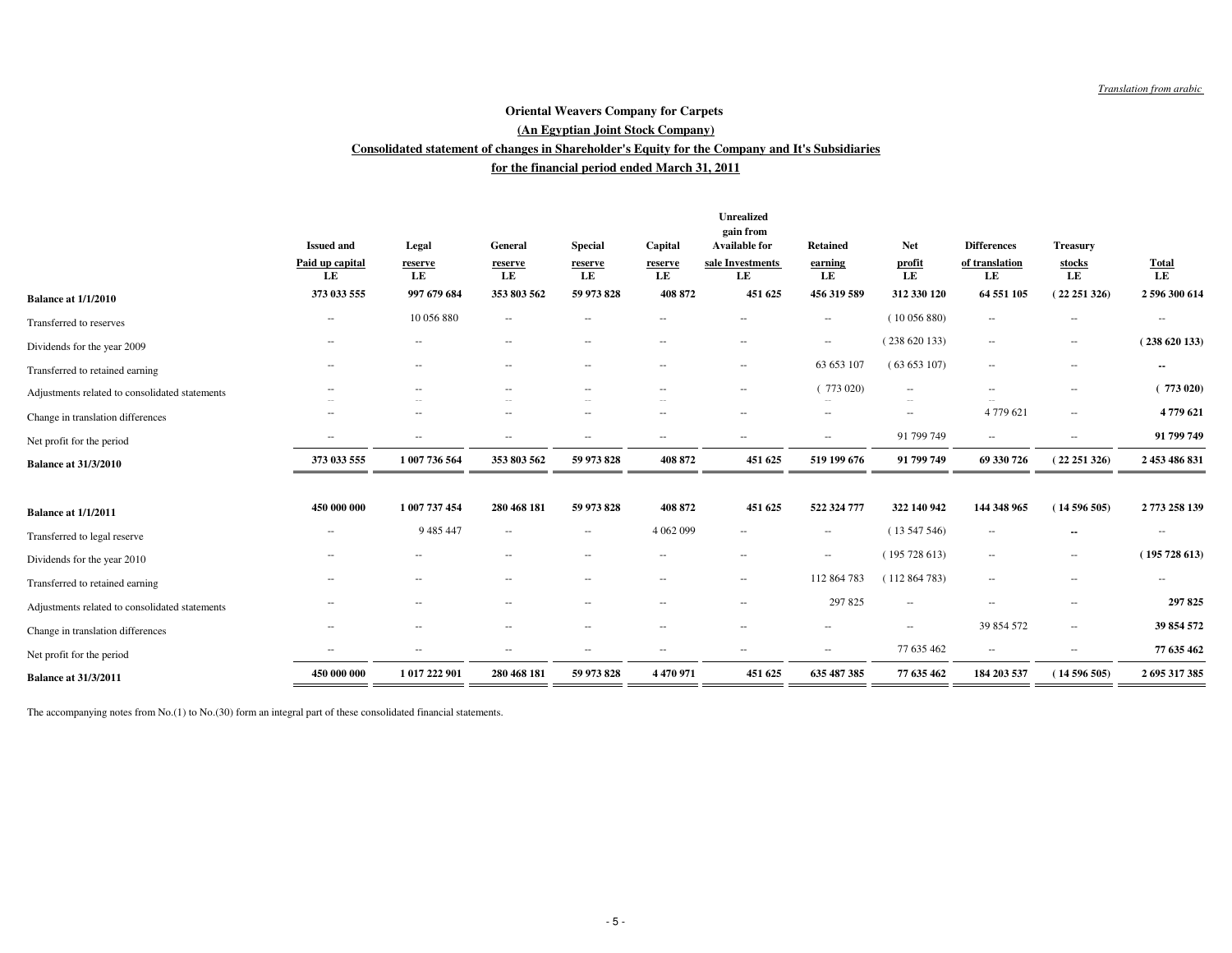*Translation from arabic*

**Oriental Weavers Company for Carpets**

**(An Egyptian Joint Stock Company)**

**Consolidated statement of changes in Shareholder's Equity for the Company and It's Subsidiaries**

**for the financial period ended March 31, 2011**

| | Issued and Paid up capital LE | Legal reserve LE | General reserve LE | Special reserve LE | Capital reserve LE | Unrealized gain from Available for sale Investments LE | Retained earning LE | Net profit LE | Differences of translation LE | Treasury stocks LE | Total LE |
|---|---|---|---|---|---|---|---|---|---|---|---|
| **Balance at 1/1/2010** | **373 033 555** | **997 679 684** | **353 803 562** | **59 973 828** | **408 872** | **451 625** | **456 319 589** | **312 330 120** | **64 551 105** | **( 22 251 326)** | **2 596 300 614** |
| Transferred to reserves | -- | 10 056 880 | -- | -- | -- | -- | -- | ( 10 056 880) | -- | -- | -- |
| Dividends for the year 2009 | -- | -- | -- | -- | -- | -- | -- | ( 238 620 133) | -- | -- | **( 238 620 133)** |
| Transferred to retained earning | -- | -- | -- | -- | -- | -- | 63 653 107 | ( 63 653 107) | -- | -- | **--** |
| Adjustments related to consolidated statements | -- | -- | -- | -- | -- | -- | ( 773 020) | -- | -- | -- | **( 773 020)** |
| Change in translation differences | -- | -- | -- | -- | -- | -- | -- | -- | 4 779 621 | -- | **4 779 621** |
| Net profit for the period | -- | -- | -- | -- | -- | -- | -- | 91 799 749 | -- | -- | **91 799 749** |
| **Balance at 31/3/2010** | **373 033 555** | **1 007 736 564** | **353 803 562** | **59 973 828** | **408 872** | **451 625** | **519 199 676** | **91 799 749** | **69 330 726** | **( 22 251 326)** | **2 453 486 831** |
| | | | | | | | | | | | |
| **Balance at 1/1/2011** | **450 000 000** | **1 007 737 454** | **280 468 181** | **59 973 828** | **408 872** | **451 625** | **522 324 777** | **322 140 942** | **144 348 965** | **( 14 596 505)** | **2 773 258 139** |
| Transferred to legal reserve | -- | 9 485 447 | -- | -- | 4 062 099 | -- | -- | ( 13 547 546) | -- | -- | -- |
| Dividends for the year 2010 | -- | -- | -- | -- | -- | -- | -- | ( 195 728 613) | -- | -- | **( 195 728 613)** |
| Transferred to retained earning | -- | -- | -- | -- | -- | -- | 112 864 783 | ( 112 864 783) | -- | -- | -- |
| Adjustments related to consolidated statements | -- | -- | -- | -- | -- | -- | 297 825 | -- | -- | -- | **297 825** |
| Change in translation differences | -- | -- | -- | -- | -- | -- | -- | -- | 39 854 572 | -- | **39 854 572** |
| Net profit for the period | -- | -- | -- | -- | -- | -- | -- | 77 635 462 | -- | -- | **77 635 462** |
| **Balance at 31/3/2011** | **450 000 000** | **1 017 222 901** | **280 468 181** | **59 973 828** | **4 470 971** | **451 625** | **635 487 385** | **77 635 462** | **184 203 537** | **( 14 596 505)** | **2 695 317 385** |

The accompanying notes from No.(1) to No.(30) form an integral part of these consolidated financial statements.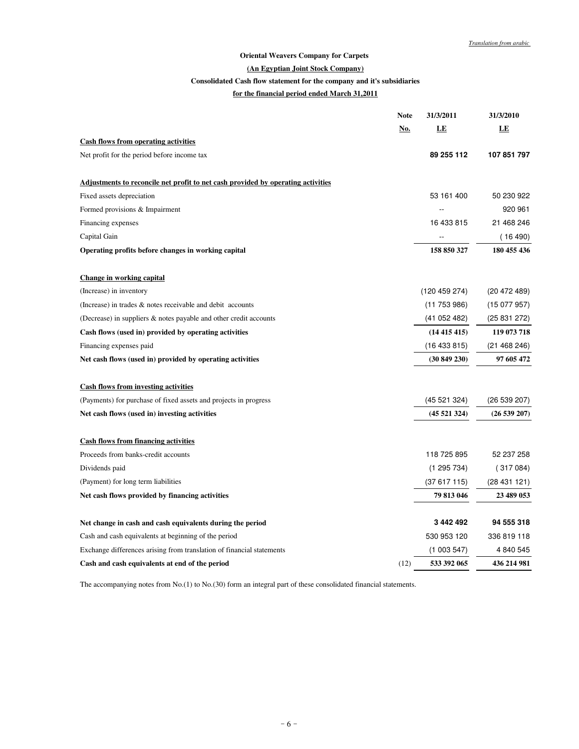*Translation from arabic*

**Oriental Weavers Company for Carpets**

**(An Egyptian Joint Stock Company)**

**Consolidated Cash flow statement for the company and it's subsidiaries**

**for the financial period ended March 31,2011**

| | Note No. | 31/3/2011 LE | 31/3/2010 LE |
|---|---|---|---|
| **Cash flows from operating activities** | | | |
| Net profit for the period before income tax | | **89 255 112** | **107 851 797** |
| **Adjustments to reconcile net profit to net cash provided by operating activities** | | | |
| Fixed assets depreciation | | 53 161 400 | 50 230 922 |
| Formed provisions & Impairment | | -- | 920 961 |
| Financing expenses | | 16 433 815 | 21 468 246 |
| Capital Gain | | -- | ( 16 490) |
| **Operating profits before changes in working capital** | | **158 850 327** | **180 455 436** |
| **Change in working capital** | | | |
| (Increase) in inventory | | (120 459 274) | (20 472 489) |
| (Increase) in trades & notes receivable and debit accounts | | (11 753 986) | (15 077 957) |
| (Decrease) in suppliers & notes payable and other credit accounts | | (41 052 482) | (25 831 272) |
| **Cash flows (used in) provided by operating activities** | | **(14 415 415)** | **119 073 718** |
| Financing expenses paid | | (16 433 815) | (21 468 246) |
| **Net cash flows (used in) provided by operating activities** | | **(30 849 230)** | **97 605 472** |
| **Cash flows from investing activities** | | | |
| (Payments) for purchase of fixed assets and projects in progress | | (45 521 324) | (26 539 207) |
| **Net cash flows (used in) investing activities** | | **(45 521 324)** | **(26 539 207)** |
| **Cash flows from financing activities** | | | |
| Proceeds from banks-credit accounts | | 118 725 895 | 52 237 258 |
| Dividends paid | | (1 295 734) | ( 317 084) |
| (Payment) for long term liabilities | | (37 617 115) | (28 431 121) |
| **Net cash flows provided by financing activities** | | **79 813 046** | **23 489 053** |
| **Net change in cash and cash equivalents during the period** | | **3 442 492** | **94 555 318** |
| Cash and cash equivalents at beginning of the period | | 530 953 120 | 336 819 118 |
| Exchange differences arising from translation of financial statements | | (1 003 547) | 4 840 545 |
| **Cash and cash equivalents at end of the period** | (12) | **533 392 065** | **436 214 981** |

The accompanying notes from No.(1) to No.(30) form an integral part of these consolidated financial statements.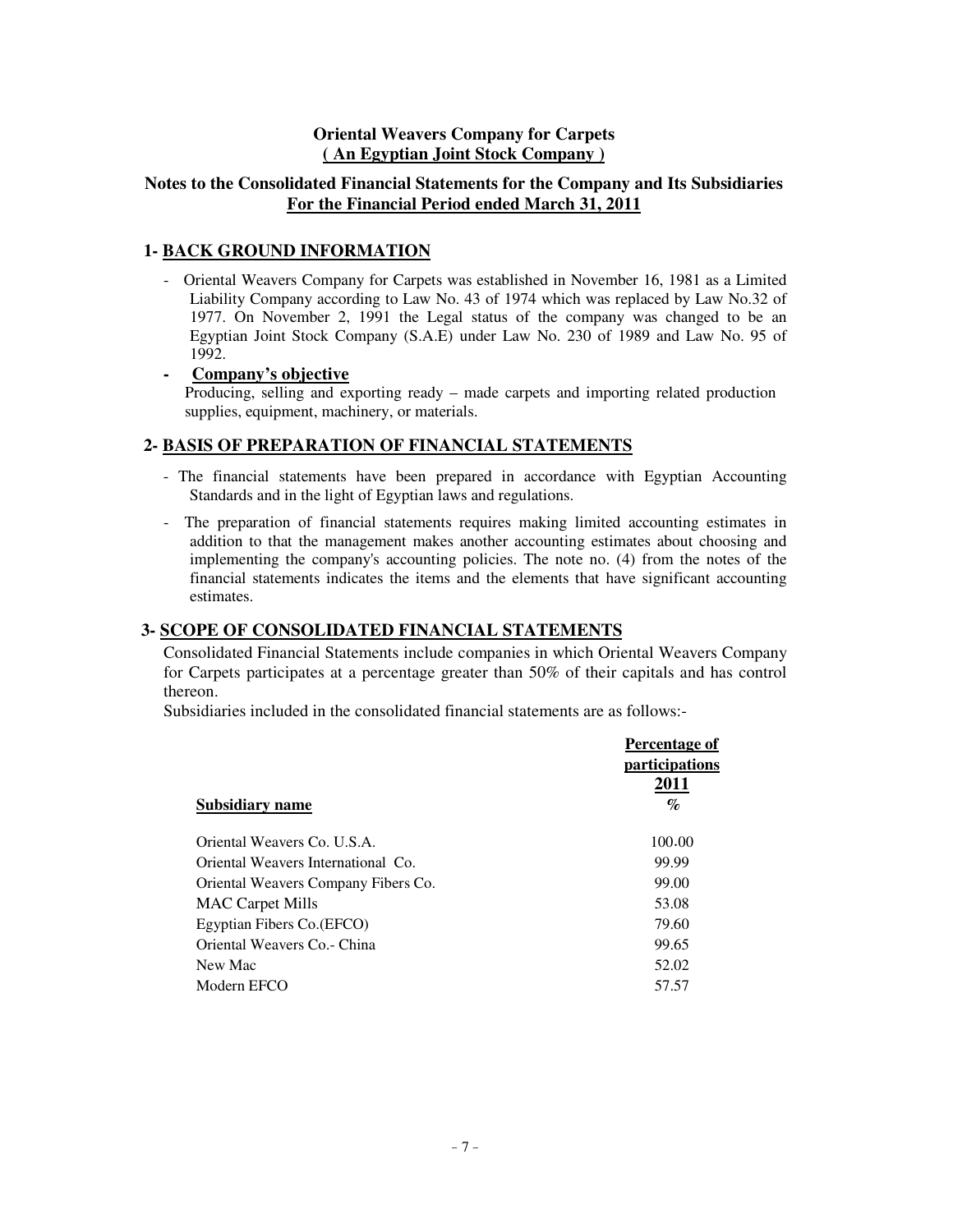**Oriental Weavers Company for Carpets**
**( An Egyptian Joint Stock Company )**

**Notes to the Consolidated Financial Statements for the Company and Its Subsidiaries**
**For the Financial Period ended March 31, 2011**

## 1- BACK GROUND INFORMATION

- Oriental Weavers Company for Carpets was established in November 16, 1981 as a Limited Liability Company according to Law No. 43 of 1974 which was replaced by Law No.32 of 1977. On November 2, 1991 the Legal status of the company was changed to be an Egyptian Joint Stock Company (S.A.E) under Law No. 230 of 1989 and Law No. 95 of 1992.

- **Company's objective**

  Producing, selling and exporting ready – made carpets and importing related production supplies, equipment, machinery, or materials.

## 2- BASIS OF PREPARATION OF FINANCIAL STATEMENTS

- The financial statements have been prepared in accordance with Egyptian Accounting Standards and in the light of Egyptian laws and regulations.
- The preparation of financial statements requires making limited accounting estimates in addition to that the management makes another accounting estimates about choosing and implementing the company's accounting policies. The note no. (4) from the notes of the financial statements indicates the items and the elements that have significant accounting estimates.

## 3- SCOPE OF CONSOLIDATED FINANCIAL STATEMENTS

Consolidated Financial Statements include companies in which Oriental Weavers Company for Carpets participates at a percentage greater than 50% of their capitals and has control thereon.

Subsidiaries included in the consolidated financial statements are as follows:-

| Subsidiary name | Percentage of participations 2011 % |
|---|---|
| Oriental Weavers Co. U.S.A. | 100.00 |
| Oriental Weavers International Co. | 99.99 |
| Oriental Weavers Company Fibers Co. | 99.00 |
| MAC Carpet Mills | 53.08 |
| Egyptian Fibers Co.(EFCO) | 79.60 |
| Oriental Weavers Co.- China | 99.65 |
| New Mac | 52.02 |
| Modern EFCO | 57.57 |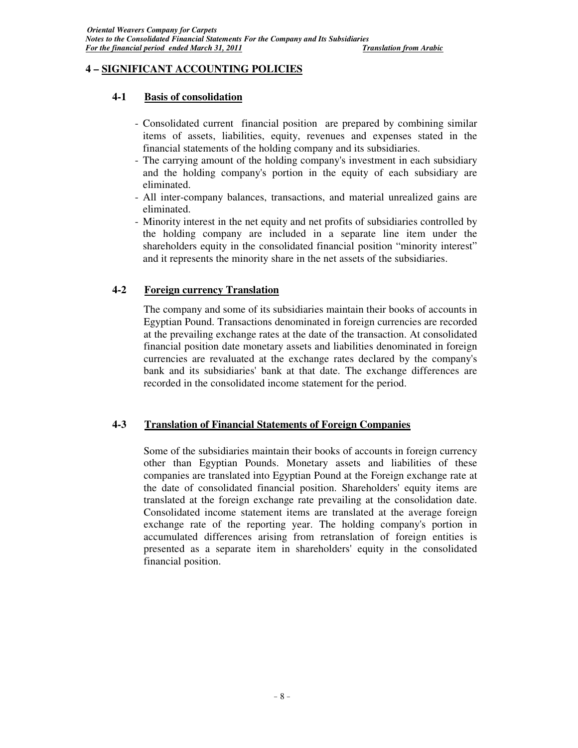## 4 – SIGNIFICANT ACCOUNTING POLICIES

### 4-1 Basis of consolidation

- Consolidated current financial position are prepared by combining similar items of assets, liabilities, equity, revenues and expenses stated in the financial statements of the holding company and its subsidiaries.
- The carrying amount of the holding company's investment in each subsidiary and the holding company's portion in the equity of each subsidiary are eliminated.
- All inter-company balances, transactions, and material unrealized gains are eliminated.
- Minority interest in the net equity and net profits of subsidiaries controlled by the holding company are included in a separate line item under the shareholders equity in the consolidated financial position "minority interest" and it represents the minority share in the net assets of the subsidiaries.

### 4-2 Foreign currency Translation

The company and some of its subsidiaries maintain their books of accounts in Egyptian Pound. Transactions denominated in foreign currencies are recorded at the prevailing exchange rates at the date of the transaction. At consolidated financial position date monetary assets and liabilities denominated in foreign currencies are revaluated at the exchange rates declared by the company's bank and its subsidiaries' bank at that date. The exchange differences are recorded in the consolidated income statement for the period.

### 4-3 Translation of Financial Statements of Foreign Companies

Some of the subsidiaries maintain their books of accounts in foreign currency other than Egyptian Pounds. Monetary assets and liabilities of these companies are translated into Egyptian Pound at the Foreign exchange rate at the date of consolidated financial position. Shareholders' equity items are translated at the foreign exchange rate prevailing at the consolidation date. Consolidated income statement items are translated at the average foreign exchange rate of the reporting year. The holding company's portion in accumulated differences arising from retranslation of foreign entities is presented as a separate item in shareholders' equity in the consolidated financial position.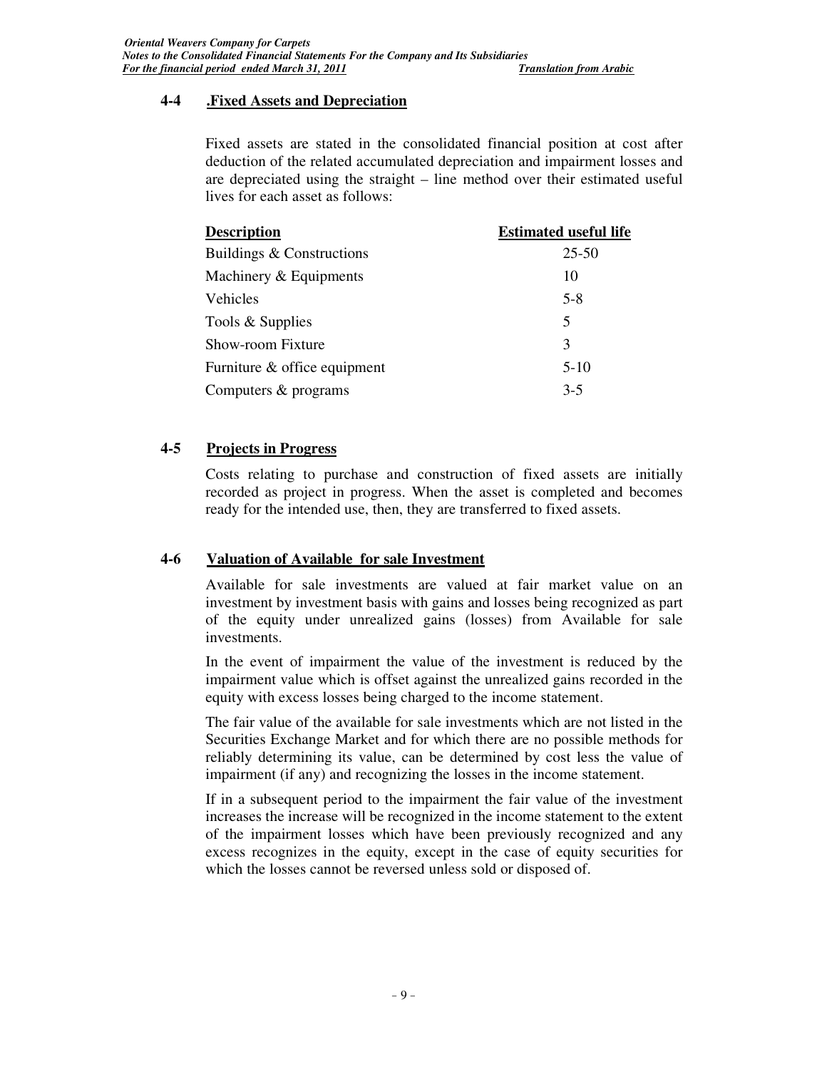## 4-4 .Fixed Assets and Depreciation

Fixed assets are stated in the consolidated financial position at cost after deduction of the related accumulated depreciation and impairment losses and are depreciated using the straight – line method over their estimated useful lives for each asset as follows:

| Description | Estimated useful life |
|---|---|
| Buildings & Constructions | 25-50 |
| Machinery & Equipments | 10 |
| Vehicles | 5-8 |
| Tools & Supplies | 5 |
| Show-room Fixture | 3 |
| Furniture & office equipment | 5-10 |
| Computers & programs | 3-5 |

## 4-5 Projects in Progress

Costs relating to purchase and construction of fixed assets are initially recorded as project in progress. When the asset is completed and becomes ready for the intended use, then, they are transferred to fixed assets.

## 4-6 Valuation of Available for sale Investment

Available for sale investments are valued at fair market value on an investment by investment basis with gains and losses being recognized as part of the equity under unrealized gains (losses) from Available for sale investments.

In the event of impairment the value of the investment is reduced by the impairment value which is offset against the unrealized gains recorded in the equity with excess losses being charged to the income statement.

The fair value of the available for sale investments which are not listed in the Securities Exchange Market and for which there are no possible methods for reliably determining its value, can be determined by cost less the value of impairment (if any) and recognizing the losses in the income statement.

If in a subsequent period to the impairment the fair value of the investment increases the increase will be recognized in the income statement to the extent of the impairment losses which have been previously recognized and any excess recognizes in the equity, except in the case of equity securities for which the losses cannot be reversed unless sold or disposed of.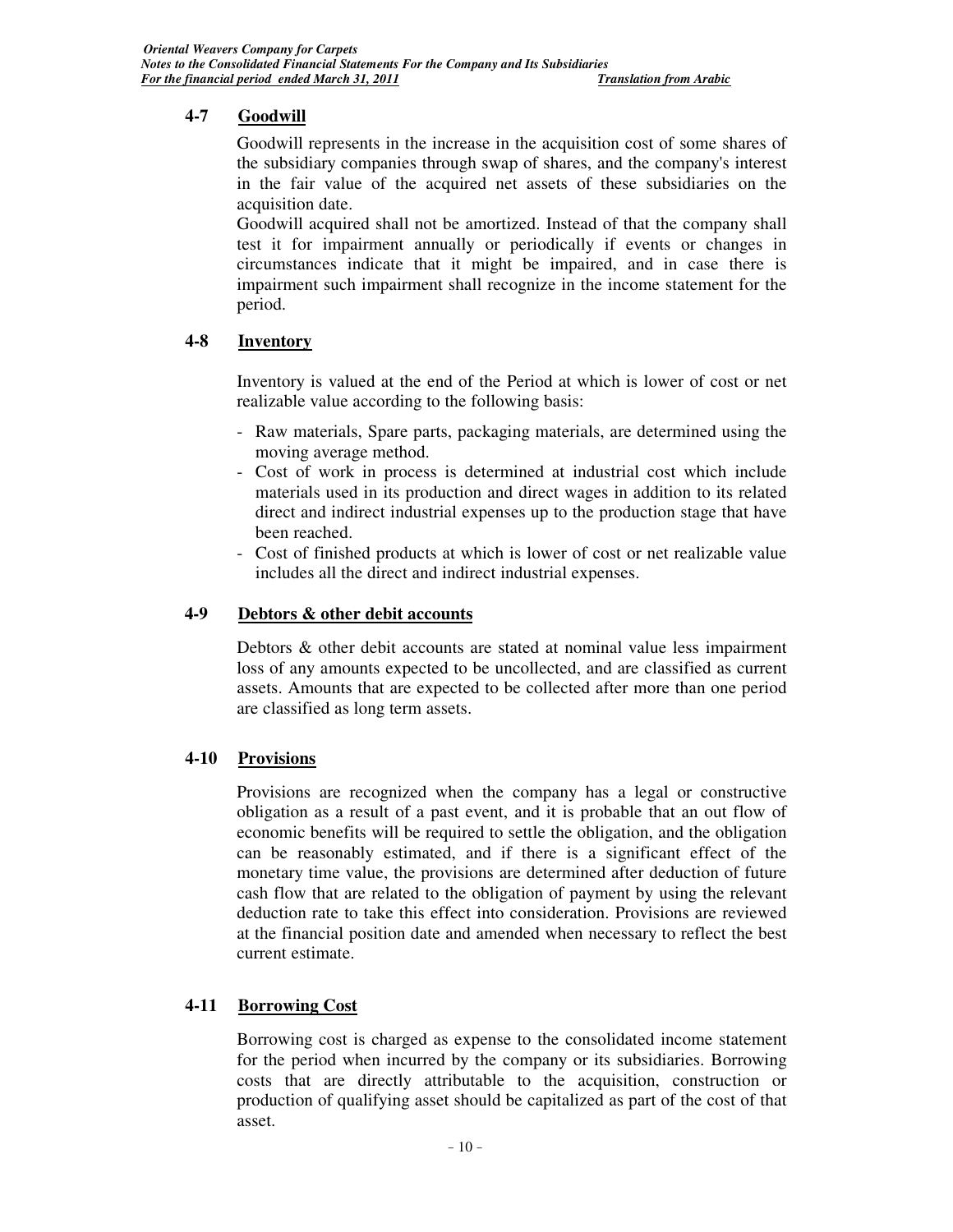### 4-7 Goodwill

Goodwill represents in the increase in the acquisition cost of some shares of the subsidiary companies through swap of shares, and the company's interest in the fair value of the acquired net assets of these subsidiaries on the acquisition date.

Goodwill acquired shall not be amortized. Instead of that the company shall test it for impairment annually or periodically if events or changes in circumstances indicate that it might be impaired, and in case there is impairment such impairment shall recognize in the income statement for the period.

### 4-8 Inventory

Inventory is valued at the end of the Period at which is lower of cost or net realizable value according to the following basis:

- Raw materials, Spare parts, packaging materials, are determined using the moving average method.
- Cost of work in process is determined at industrial cost which include materials used in its production and direct wages in addition to its related direct and indirect industrial expenses up to the production stage that have been reached.
- Cost of finished products at which is lower of cost or net realizable value includes all the direct and indirect industrial expenses.

### 4-9 Debtors & other debit accounts

Debtors & other debit accounts are stated at nominal value less impairment loss of any amounts expected to be uncollected, and are classified as current assets. Amounts that are expected to be collected after more than one period are classified as long term assets.

### 4-10 Provisions

Provisions are recognized when the company has a legal or constructive obligation as a result of a past event, and it is probable that an out flow of economic benefits will be required to settle the obligation, and the obligation can be reasonably estimated, and if there is a significant effect of the monetary time value, the provisions are determined after deduction of future cash flow that are related to the obligation of payment by using the relevant deduction rate to take this effect into consideration. Provisions are reviewed at the financial position date and amended when necessary to reflect the best current estimate.

### 4-11 Borrowing Cost

Borrowing cost is charged as expense to the consolidated income statement for the period when incurred by the company or its subsidiaries. Borrowing costs that are directly attributable to the acquisition, construction or production of qualifying asset should be capitalized as part of the cost of that asset.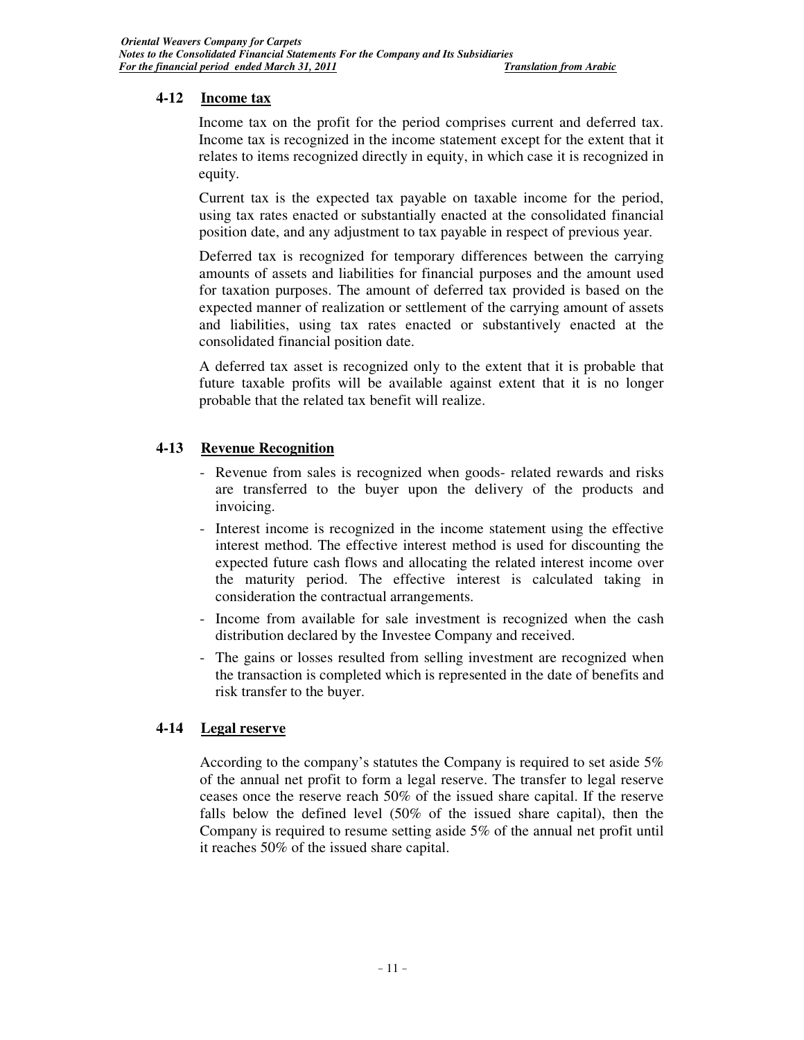## 4-12 Income tax

Income tax on the profit for the period comprises current and deferred tax. Income tax is recognized in the income statement except for the extent that it relates to items recognized directly in equity, in which case it is recognized in equity.

Current tax is the expected tax payable on taxable income for the period, using tax rates enacted or substantially enacted at the consolidated financial position date, and any adjustment to tax payable in respect of previous year.

Deferred tax is recognized for temporary differences between the carrying amounts of assets and liabilities for financial purposes and the amount used for taxation purposes. The amount of deferred tax provided is based on the expected manner of realization or settlement of the carrying amount of assets and liabilities, using tax rates enacted or substantively enacted at the consolidated financial position date.

A deferred tax asset is recognized only to the extent that it is probable that future taxable profits will be available against extent that it is no longer probable that the related tax benefit will realize.

## 4-13 Revenue Recognition

- Revenue from sales is recognized when goods- related rewards and risks are transferred to the buyer upon the delivery of the products and invoicing.
- Interest income is recognized in the income statement using the effective interest method. The effective interest method is used for discounting the expected future cash flows and allocating the related interest income over the maturity period. The effective interest is calculated taking in consideration the contractual arrangements.
- Income from available for sale investment is recognized when the cash distribution declared by the Investee Company and received.
- The gains or losses resulted from selling investment are recognized when the transaction is completed which is represented in the date of benefits and risk transfer to the buyer.

## 4-14 Legal reserve

According to the company's statutes the Company is required to set aside 5% of the annual net profit to form a legal reserve. The transfer to legal reserve ceases once the reserve reach 50% of the issued share capital. If the reserve falls below the defined level (50% of the issued share capital), then the Company is required to resume setting aside 5% of the annual net profit until it reaches 50% of the issued share capital.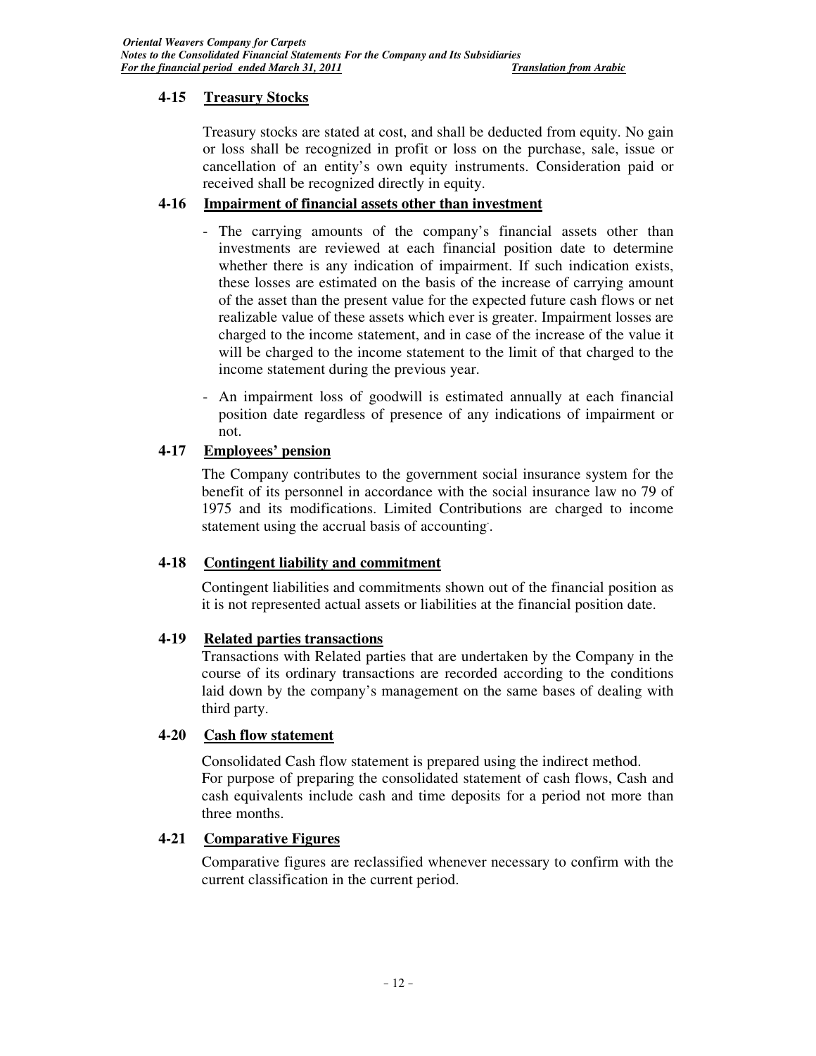## 4-15 Treasury Stocks

Treasury stocks are stated at cost, and shall be deducted from equity. No gain or loss shall be recognized in profit or loss on the purchase, sale, issue or cancellation of an entity's own equity instruments. Consideration paid or received shall be recognized directly in equity.

## 4-16 Impairment of financial assets other than investment

- The carrying amounts of the company's financial assets other than investments are reviewed at each financial position date to determine whether there is any indication of impairment. If such indication exists, these losses are estimated on the basis of the increase of carrying amount of the asset than the present value for the expected future cash flows or net realizable value of these assets which ever is greater. Impairment losses are charged to the income statement, and in case of the increase of the value it will be charged to the income statement to the limit of that charged to the income statement during the previous year.

- An impairment loss of goodwill is estimated annually at each financial position date regardless of presence of any indications of impairment or not.

## 4-17 Employees' pension

The Company contributes to the government social insurance system for the benefit of its personnel in accordance with the social insurance law no 79 of 1975 and its modifications. Limited Contributions are charged to income statement using the accrual basis of accounting.

## 4-18 Contingent liability and commitment

Contingent liabilities and commitments shown out of the financial position as it is not represented actual assets or liabilities at the financial position date.

## 4-19 Related parties transactions

Transactions with Related parties that are undertaken by the Company in the course of its ordinary transactions are recorded according to the conditions laid down by the company's management on the same bases of dealing with third party.

## 4-20 Cash flow statement

Consolidated Cash flow statement is prepared using the indirect method.
For purpose of preparing the consolidated statement of cash flows, Cash and cash equivalents include cash and time deposits for a period not more than three months.

## 4-21 Comparative Figures

Comparative figures are reclassified whenever necessary to confirm with the current classification in the current period.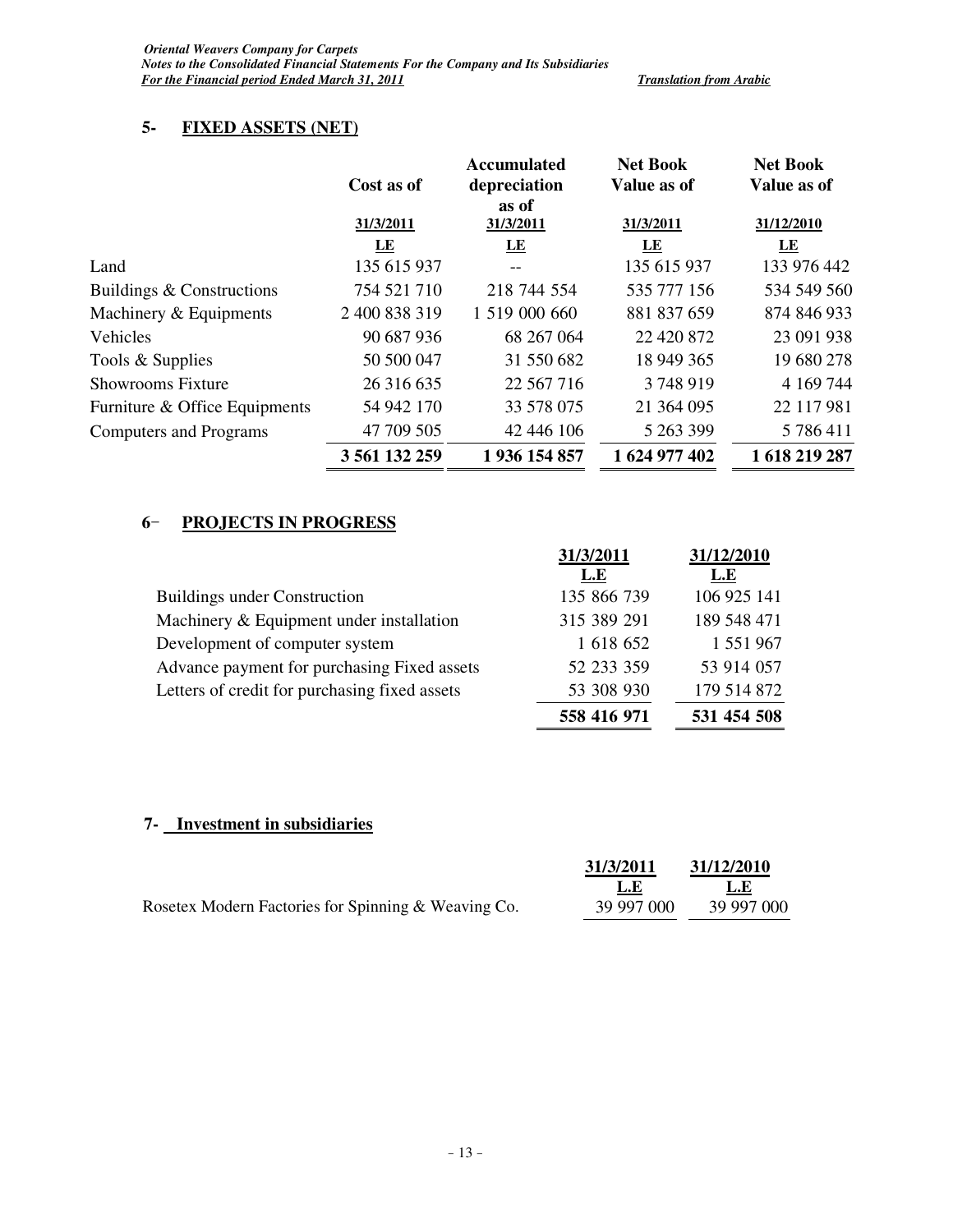## 5- FIXED ASSETS (NET)

| | Cost as of | Accumulated depreciation as of | Net Book Value as of | Net Book Value as of |
|---|---|---|---|---|
| | 31/3/2011 | 31/3/2011 | 31/3/2011 | 31/12/2010 |
| | LE | LE | LE | LE |
| Land | 135 615 937 | -- | 135 615 937 | 133 976 442 |
| Buildings & Constructions | 754 521 710 | 218 744 554 | 535 777 156 | 534 549 560 |
| Machinery & Equipments | 2 400 838 319 | 1 519 000 660 | 881 837 659 | 874 846 933 |
| Vehicles | 90 687 936 | 68 267 064 | 22 420 872 | 23 091 938 |
| Tools & Supplies | 50 500 047 | 31 550 682 | 18 949 365 | 19 680 278 |
| Showrooms Fixture | 26 316 635 | 22 567 716 | 3 748 919 | 4 169 744 |
| Furniture & Office Equipments | 54 942 170 | 33 578 075 | 21 364 095 | 22 117 981 |
| Computers and Programs | 47 709 505 | 42 446 106 | 5 263 399 | 5 786 411 |
| | **3 561 132 259** | **1 936 154 857** | **1 624 977 402** | **1 618 219 287** |

## 6- PROJECTS IN PROGRESS

| | 31/3/2011 | 31/12/2010 |
|---|---|---|
| | L.E | L.E |
| Buildings under Construction | 135 866 739 | 106 925 141 |
| Machinery & Equipment under installation | 315 389 291 | 189 548 471 |
| Development of computer system | 1 618 652 | 1 551 967 |
| Advance payment for purchasing Fixed assets | 52 233 359 | 53 914 057 |
| Letters of credit for purchasing fixed assets | 53 308 930 | 179 514 872 |
| | **558 416 971** | **531 454 508** |

## 7- Investment in subsidiaries

| | 31/3/2011 | 31/12/2010 |
|---|---|---|
| | L.E | L.E |
| Rosetex Modern Factories for Spinning & Weaving Co. | 39 997 000 | 39 997 000 |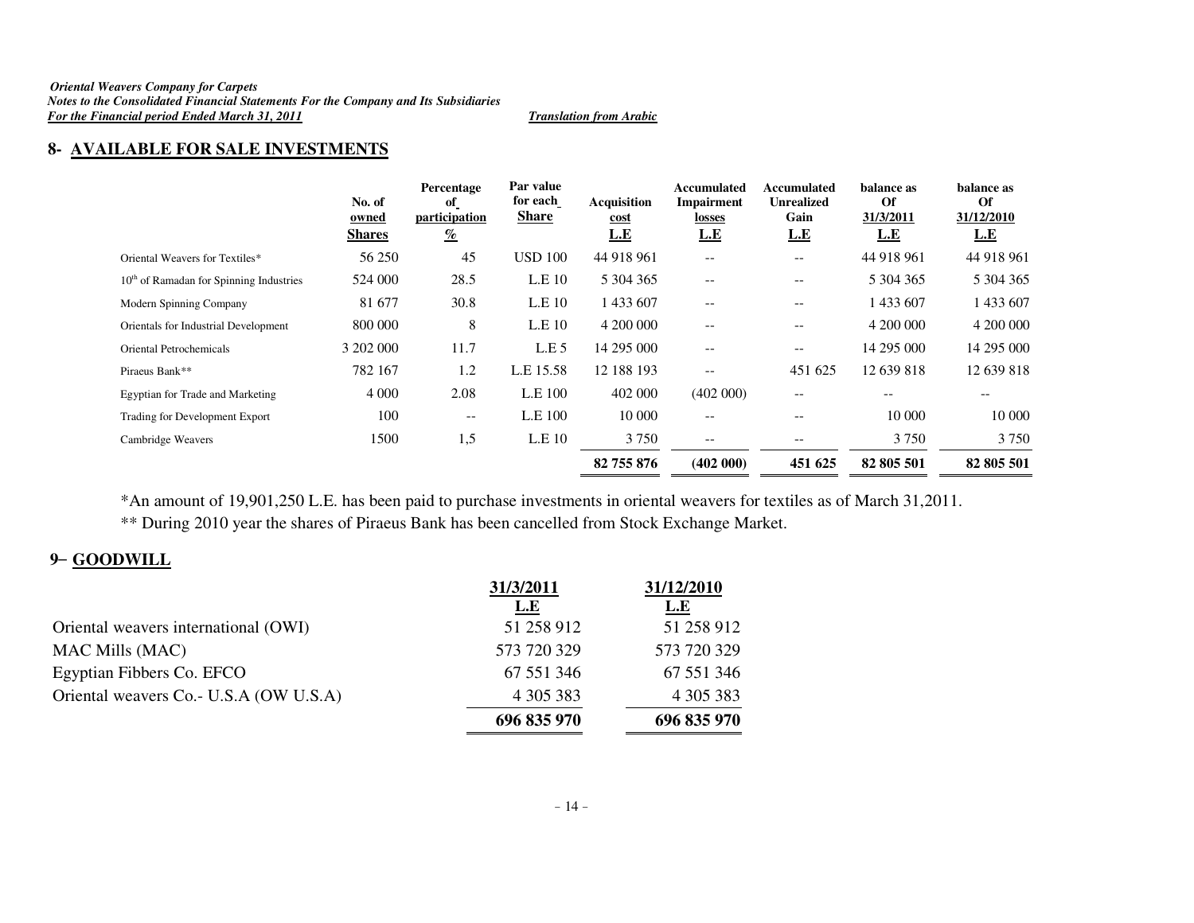## 8- AVAILABLE FOR SALE INVESTMENTS

| | No. of owned Shares | Percentage of participation % | Par value for each Share | Acquisition cost L.E | Accumulated Impairment losses L.E | Accumulated Unrealized Gain L.E | balance as Of 31/3/2011 L.E | balance as Of 31/12/2010 L.E |
|---|---|---|---|---|---|---|---|---|
| Oriental Weavers for Textiles* | 56 250 | 45 | USD 100 | 44 918 961 | -- | -- | 44 918 961 | 44 918 961 |
| 10th of Ramadan for Spinning Industries | 524 000 | 28.5 | L.E 10 | 5 304 365 | -- | -- | 5 304 365 | 5 304 365 |
| Modern Spinning Company | 81 677 | 30.8 | L.E 10 | 1 433 607 | -- | -- | 1 433 607 | 1 433 607 |
| Orientals for Industrial Development | 800 000 | 8 | L.E 10 | 4 200 000 | -- | -- | 4 200 000 | 4 200 000 |
| Oriental Petrochemicals | 3 202 000 | 11.7 | L.E 5 | 14 295 000 | -- | -- | 14 295 000 | 14 295 000 |
| Piraeus Bank** | 782 167 | 1.2 | L.E 15.58 | 12 188 193 | -- | 451 625 | 12 639 818 | 12 639 818 |
| Egyptian for Trade and Marketing | 4 000 | 2.08 | L.E 100 | 402 000 | (402 000) | -- | -- | -- |
| Trading for Development Export | 100 | -- | L.E 100 | 10 000 | -- | -- | 10 000 | 10 000 |
| Cambridge Weavers | 1500 | 1,5 | L.E 10 | 3 750 | -- | -- | 3 750 | 3 750 |
| | | | | **82 755 876** | **(402 000)** | **451 625** | **82 805 501** | **82 805 501** |

*An amount of 19,901,250 L.E. has been paid to purchase investments in oriental weavers for textiles as of March 31,2011.

** During 2010 year the shares of Piraeus Bank has been cancelled from Stock Exchange Market.

## 9- GOODWILL

| | 31/3/2011 L.E | 31/12/2010 L.E |
|---|---|---|
| Oriental weavers international (OWI) | 51 258 912 | 51 258 912 |
| MAC Mills (MAC) | 573 720 329 | 573 720 329 |
| Egyptian Fibbers Co. EFCO | 67 551 346 | 67 551 346 |
| Oriental weavers Co.- U.S.A (OW U.S.A) | 4 305 383 | 4 305 383 |
| | **696 835 970** | **696 835 970** |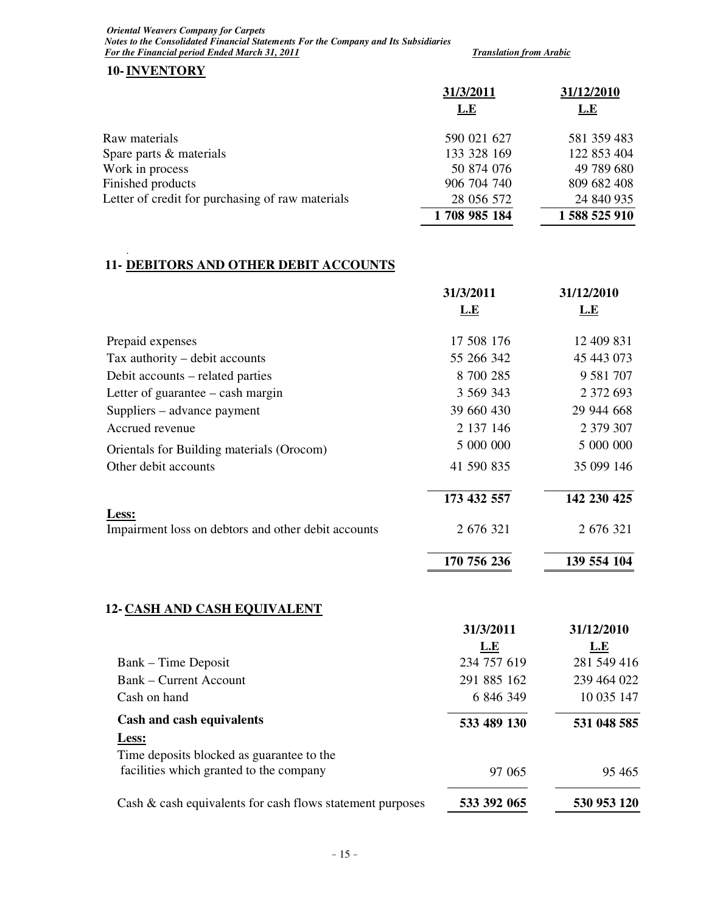## 10- INVENTORY

| | 31/3/2011 | 31/12/2010 |
|---|---|---|
| | L.E | L.E |
| Raw materials | 590 021 627 | 581 359 483 |
| Spare parts & materials | 133 328 169 | 122 853 404 |
| Work in process | 50 874 076 | 49 789 680 |
| Finished products | 906 704 740 | 809 682 408 |
| Letter of credit for purchasing of raw materials | 28 056 572 | 24 840 935 |
| | **1 708 985 184** | **1 588 525 910** |

## 11- DEBITORS AND OTHER DEBIT ACCOUNTS

| | 31/3/2011 | 31/12/2010 |
|---|---|---|
| | L.E | L.E |
| Prepaid expenses | 17 508 176 | 12 409 831 |
| Tax authority – debit accounts | 55 266 342 | 45 443 073 |
| Debit accounts – related parties | 8 700 285 | 9 581 707 |
| Letter of guarantee – cash margin | 3 569 343 | 2 372 693 |
| Suppliers – advance payment | 39 660 430 | 29 944 668 |
| Accrued revenue | 2 137 146 | 2 379 307 |
| Orientals for Building materials (Orocom) | 5 000 000 | 5 000 000 |
| Other debit accounts | 41 590 835 | 35 099 146 |
| | **173 432 557** | **142 230 425** |
| **Less:** | | |
| Impairment loss on debtors and other debit accounts | 2 676 321 | 2 676 321 |
| | **170 756 236** | **139 554 104** |

## 12- CASH AND CASH EQUIVALENT

| | 31/3/2011 | 31/12/2010 |
|---|---|---|
| | L.E | L.E |
| Bank – Time Deposit | 234 757 619 | 281 549 416 |
| Bank – Current Account | 291 885 162 | 239 464 022 |
| Cash on hand | 6 846 349 | 10 035 147 |
| **Cash and cash equivalents** | **533 489 130** | **531 048 585** |
| **Less:** | | |
| Time deposits blocked as guarantee to the facilities which granted to the company | 97 065 | 95 465 |
| Cash & cash equivalents for cash flows statement purposes | **533 392 065** | **530 953 120** |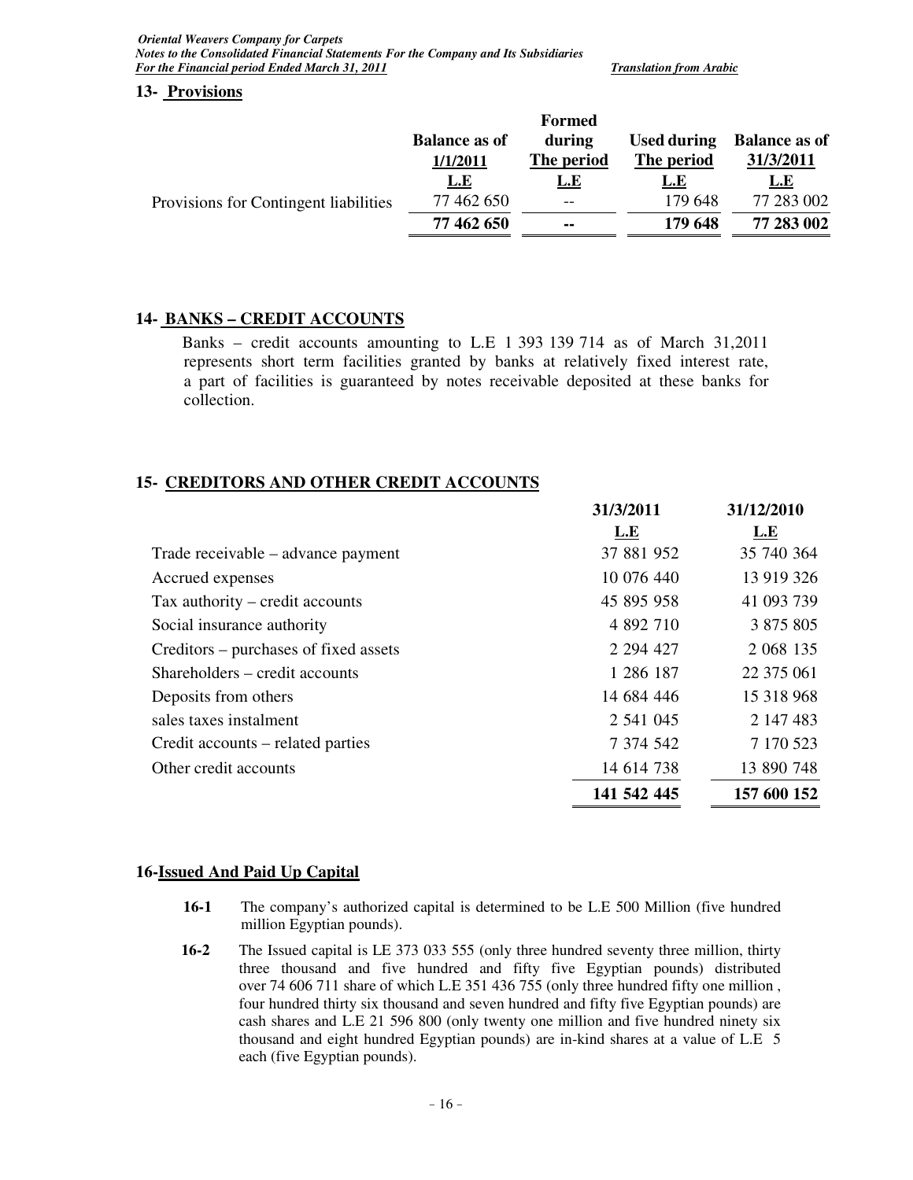## 13- Provisions

| | Balance as of 1/1/2011 | Formed during The period | Used during The period | Balance as of 31/3/2011 |
|---|---|---|---|---|
| | L.E | L.E | L.E | L.E |
| Provisions for Contingent liabilities | 77 462 650 | -- | 179 648 | 77 283 002 |
| | **77 462 650** | **--** | **179 648** | **77 283 002** |

## 14- BANKS – CREDIT ACCOUNTS

Banks – credit accounts amounting to L.E 1 393 139 714 as of March 31,2011 represents short term facilities granted by banks at relatively fixed interest rate, a part of facilities is guaranteed by notes receivable deposited at these banks for collection.

## 15- CREDITORS AND OTHER CREDIT ACCOUNTS

| | 31/3/2011 | 31/12/2010 |
|---|---|---|
| | L.E | L.E |
| Trade receivable – advance payment | 37 881 952 | 35 740 364 |
| Accrued expenses | 10 076 440 | 13 919 326 |
| Tax authority – credit accounts | 45 895 958 | 41 093 739 |
| Social insurance authority | 4 892 710 | 3 875 805 |
| Creditors – purchases of fixed assets | 2 294 427 | 2 068 135 |
| Shareholders – credit accounts | 1 286 187 | 22 375 061 |
| Deposits from others | 14 684 446 | 15 318 968 |
| sales taxes instalment | 2 541 045 | 2 147 483 |
| Credit accounts – related parties | 7 374 542 | 7 170 523 |
| Other credit accounts | 14 614 738 | 13 890 748 |
| | **141 542 445** | **157 600 152** |

## 16-Issued And Paid Up Capital

**16-1** The company's authorized capital is determined to be L.E 500 Million (five hundred million Egyptian pounds).

**16-2** The Issued capital is LE 373 033 555 (only three hundred seventy three million, thirty three thousand and five hundred and fifty five Egyptian pounds) distributed over 74 606 711 share of which L.E 351 436 755 (only three hundred fifty one million , four hundred thirty six thousand and seven hundred and fifty five Egyptian pounds) are cash shares and L.E 21 596 800 (only twenty one million and five hundred ninety six thousand and eight hundred Egyptian pounds) are in-kind shares at a value of L.E 5 each (five Egyptian pounds).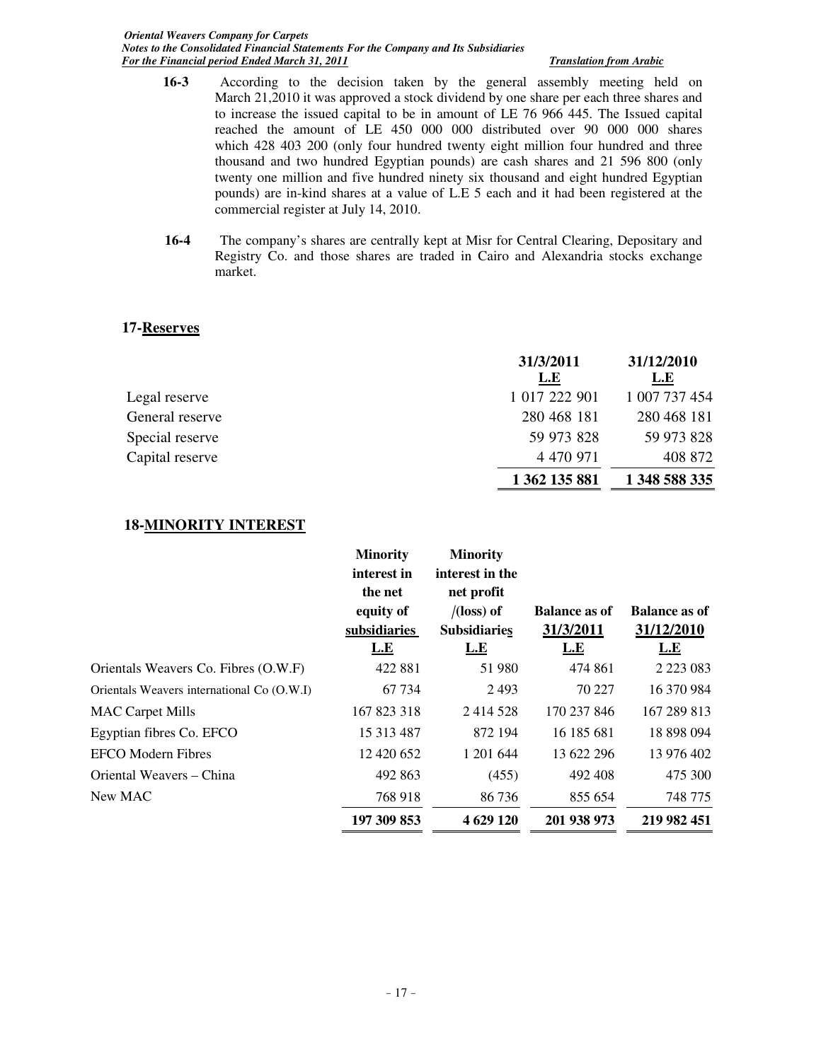**16-3** According to the decision taken by the general assembly meeting held on March 21,2010 it was approved a stock dividend by one share per each three shares and to increase the issued capital to be in amount of LE 76 966 445. The Issued capital reached the amount of LE 450 000 000 distributed over 90 000 000 shares which 428 403 200 (only four hundred twenty eight million four hundred and three thousand and two hundred Egyptian pounds) are cash shares and 21 596 800 (only twenty one million and five hundred ninety six thousand and eight hundred Egyptian pounds) are in-kind shares at a value of L.E 5 each and it had been registered at the commercial register at July 14, 2010.

**16-4** The company's shares are centrally kept at Misr for Central Clearing, Depositary and Registry Co. and those shares are traded in Cairo and Alexandria stocks exchange market.

## 17-Reserves

| | 31/3/2011 L.E | 31/12/2010 L.E |
|---|---|---|
| Legal reserve | 1 017 222 901 | 1 007 737 454 |
| General reserve | 280 468 181 | 280 468 181 |
| Special reserve | 59 973 828 | 59 973 828 |
| Capital reserve | 4 470 971 | 408 872 |
| | **1 362 135 881** | **1 348 588 335** |

## 18-MINORITY INTEREST

| | Minority interest in the net equity of subsidiaries L.E | Minority interest in the net profit /(loss) of Subsidiaries L.E | Balance as of 31/3/2011 L.E | Balance as of 31/12/2010 L.E |
|---|---|---|---|---|
| Orientals Weavers Co. Fibres (O.W.F) | 422 881 | 51 980 | 474 861 | 2 223 083 |
| Orientals Weavers international Co (O.W.I) | 67 734 | 2 493 | 70 227 | 16 370 984 |
| MAC Carpet Mills | 167 823 318 | 2 414 528 | 170 237 846 | 167 289 813 |
| Egyptian fibres Co. EFCO | 15 313 487 | 872 194 | 16 185 681 | 18 898 094 |
| EFCO Modern Fibres | 12 420 652 | 1 201 644 | 13 622 296 | 13 976 402 |
| Oriental Weavers – China | 492 863 | (455) | 492 408 | 475 300 |
| New MAC | 768 918 | 86 736 | 855 654 | 748 775 |
| | **197 309 853** | **4 629 120** | **201 938 973** | **219 982 451** |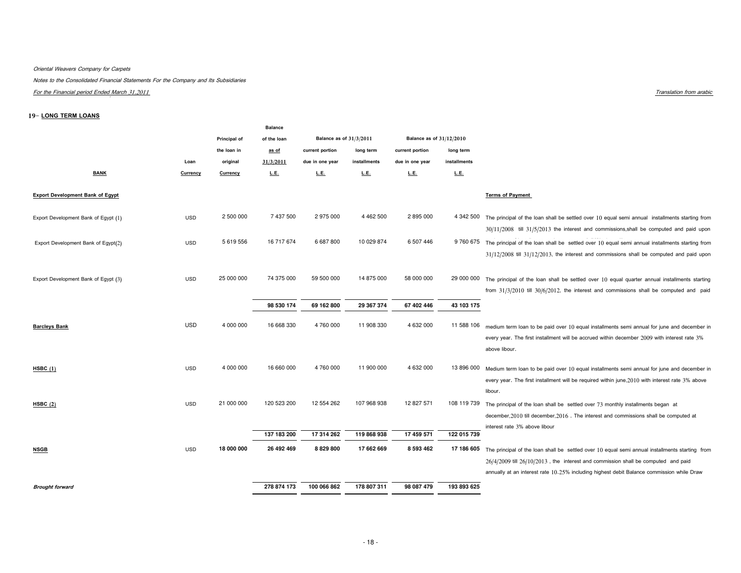*Oriental Weavers Company for Carpets*

*Notes to the Consolidated Financial Statements For the Company and Its Subsidiaries*

*For the Financial period Ended March 31,2011*

*Translation from arabic*

## 19- LONG TERM LOANS

| BANK | Loan Currency | Principal of the loan in original Currency | Balance of the loan as of 31/3/2011 L.E. | Balance as of 31/3/2011 current portion due in one year L.E. | Balance as of 31/3/2011 long term installments L.E. | Balance as of 31/12/2010 current portion due in one year L.E. | Balance as of 31/12/2010 long term installments L.E. | Terms of Payment |
|---|---|---|---|---|---|---|---|---|
| **Export Development Bank of Egypt** | | | | | | | | |
| Export Development Bank of Egypt (1) | USD | 2 500 000 | 7 437 500 | 2 975 000 | 4 462 500 | 2 895 000 | 4 342 500 | The principal of the loan shall be settled over 10 equal semi annual installments starting from 30/11/2008 till 31/5/2013 the interest and commissions,shall be computed and paid upon |
| Export Development Bank of Egypt(2) | USD | 5 619 556 | 16 717 674 | 6 687 800 | 10 029 874 | 6 507 446 | 9 760 675 | The principal of the loan shall be settled over 10 equal semi annual installments starting from 31/12/2008 till 31/12/2013, the interest and commissions shall be computed and paid upon |
| Export Development Bank of Egypt (3) | USD | 25 000 000 | 74 375 000 | 59 500 000 | 14 875 000 | 58 000 000 | 29 000 000 | The principal of the loan shall be settled over 10 equal quarter annual installments starting from 31/3/2010 till 30/6/2012, the interest and commissions shall be computed and paid |
| | | | 98 530 174 | 69 162 800 | 29 367 374 | 67 402 446 | 43 103 175 | |
| **Barcleys Bank** | USD | 4 000 000 | 16 668 330 | 4 760 000 | 11 908 330 | 4 632 000 | 11 588 106 | medium term loan to be paid over 10 equal installments semi annual for june and december in every year. The first installment will be accrued within december 2009 with interest rate 3% above libour. |
| **HSBC (1)** | USD | 4 000 000 | 16 660 000 | 4 760 000 | 11 900 000 | 4 632 000 | 13 896 000 | Medium term loan to be paid over 10 equal installments semi annual for june and december in every year. The first installment will be required within june,2010 with interest rate 3% above libour. |
| **HSBC (2)** | USD | 21 000 000 | 120 523 200 | 12 554 262 | 107 968 938 | 12 827 571 | 108 119 739 | The principal of the loan shall be settled over 73 monthly installments began at december,2010 till december,2016 . The interest and commissions shall be computed at interest rate 3% above libour |
| | | | 137 183 200 | 17 314 262 | 119 868 938 | 17 459 571 | 122 015 739 | |
| **NSGB** | USD | **18 000 000** | **26 492 469** | **8 829 800** | **17 662 669** | **8 593 462** | **17 186 605** | The principal of the loan shall be settled over 10 equal semi annual installments starting from 26/4/2009 till 26/10/2013 , the interest and commission shall be computed and paid annually at an interest rate 10.25% including highest debit Balance commission while Draw |
| ***Brought forward*** | | | **278 874 173** | **100 066 862** | **178 807 311** | **98 087 479** | **193 893 625** | |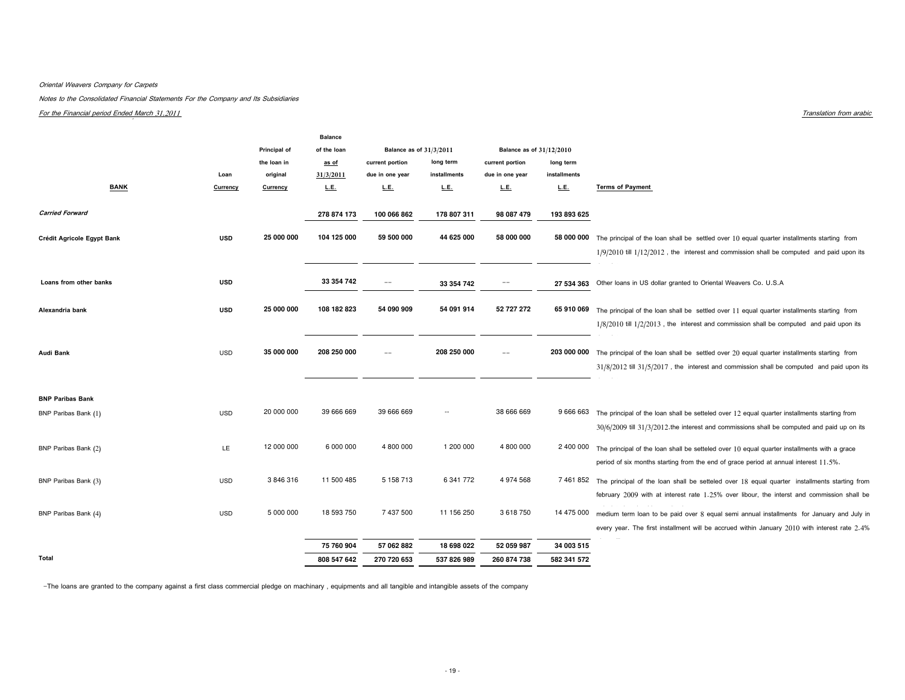*Oriental Weavers Company for Carpets*

*Notes to the Consolidated Financial Statements For the Company and Its Subsidiaries*

*For the Financial period Ended March 31,2011*

*Translation from arabic*

| BANK | Loan Currency | Principal of the loan in original Currency | Balance of the loan as of 31/3/2011 L.E. | Balance as of 31/3/2011 current portion due in one year L.E. | Balance as of 31/3/2011 long term installments L.E. | Balance as of 31/12/2010 current portion due in one year L.E. | Balance as of 31/12/2010 long term installments L.E. | Terms of Payment |
|---|---|---|---|---|---|---|---|---|
| *Carried Forward* | | | 278 874 173 | 100 066 862 | 178 807 311 | 98 087 479 | 193 893 625 | |
| **Crédit Agricole Egypt Bank** | USD | 25 000 000 | 104 125 000 | 59 500 000 | 44 625 000 | 58 000 000 | 58 000 000 | The principal of the loan shall be settled over 10 equal quarter installments starting from 1/9/2010 till 1/12/2012 , the interest and commission shall be computed and paid upon its |
| **Loans from other banks** | USD | | 33 354 742 | -- | 33 354 742 | -- | 27 534 363 | Other loans in US dollar granted to Oriental Weavers Co. U.S.A |
| **Alexandria bank** | USD | 25 000 000 | 108 182 823 | 54 090 909 | 54 091 914 | 52 727 272 | 65 910 069 | The principal of the loan shall be settled over 11 equal quarter installments starting from 1/8/2010 till 1/2/2013 , the interest and commission shall be computed and paid upon its |
| **Audi Bank** | USD | 35 000 000 | 208 250 000 | -- | 208 250 000 | -- | 203 000 000 | The principal of the loan shall be settled over 20 equal quarter installments starting from 31/8/2012 till 31/5/2017 , the interest and commission shall be computed and paid upon its |
| **BNP Paribas Bank** | | | | | | | | |
| BNP Paribas Bank (1) | USD | 20 000 000 | 39 666 669 | 39 666 669 | -- | 38 666 669 | 9 666 663 | The principal of the loan shall be setteled over 12 equal quarter installments starting from 30/6/2009 till 31/3/2012.the interest and commissions shall be computed and paid up on its |
| BNP Paribas Bank (2) | LE | 12 000 000 | 6 000 000 | 4 800 000 | 1 200 000 | 4 800 000 | 2 400 000 | The principal of the loan shall be setteled over 10 equal quarter installments with a grace period of six months starting from the end of grace period at annual interest 11.5%. |
| BNP Paribas Bank (3) | USD | 3 846 316 | 11 500 485 | 5 158 713 | 6 341 772 | 4 974 568 | 7 461 852 | The principal of the loan shall be setteled over 18 equal quarter installments starting from february 2009 with at interest rate 1.25% over libour, the interst and commission shall be |
| BNP Paribas Bank (4) | USD | 5 000 000 | 18 593 750 | 7 437 500 | 11 156 250 | 3 618 750 | 14 475 000 | medium term loan to be paid over 8 equal semi annual installments for January and July in every year. The first installment will be accrued within January 2010 with interest rate 2.4% |
| | | | 75 760 904 | 57 062 882 | 18 698 022 | 52 059 987 | 34 003 515 | |
| **Total** | | | 808 547 642 | 270 720 653 | 537 826 989 | 260 874 738 | 582 341 572 | |

-The loans are granted to the company against a first class commercial pledge on machinary , equipments and all tangible and intangible assets of the company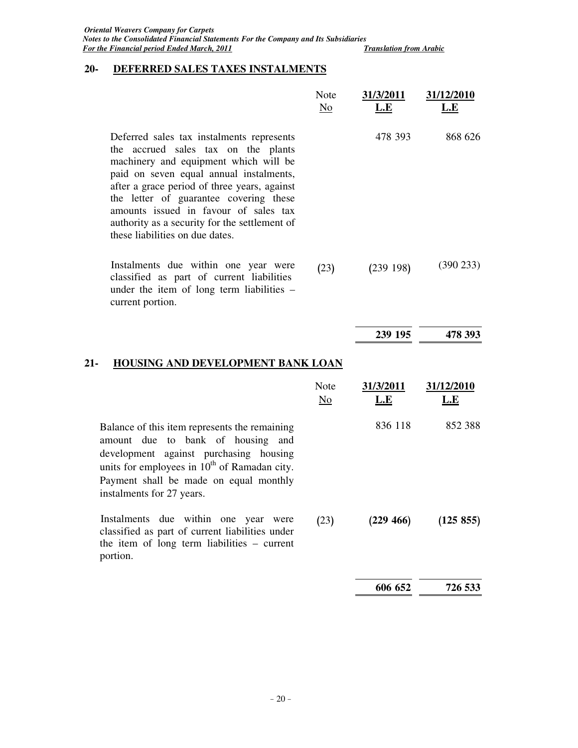## 20- DEFERRED SALES TAXES INSTALMENTS

| | Note No | 31/3/2011 L.E | 31/12/2010 L.E |
|---|---|---|---|
| Deferred sales tax instalments represents the accrued sales tax on the plants machinery and equipment which will be paid on seven equal annual instalments, after a grace period of three years, against the letter of guarantee covering these amounts issued in favour of sales tax authority as a security for the settlement of these liabilities on due dates. | | 478 393 | 868 626 |
| Instalments due within one year were classified as part of current liabilities under the item of long term liabilities – current portion. | (23) | (239 198) | (390 233) |
| | | **239 195** | **478 393** |

## 21- HOUSING AND DEVELOPMENT BANK LOAN

| | Note No | 31/3/2011 L.E | 31/12/2010 L.E |
|---|---|---|---|
| Balance of this item represents the remaining amount due to bank of housing and development against purchasing housing units for employees in 10th of Ramadan city. Payment shall be made on equal monthly instalments for 27 years. | | 836 118 | 852 388 |
| Instalments due within one year were classified as part of current liabilities under the item of long term liabilities – current portion. | (23) | **(229 466)** | **(125 855)** |
| | | **606 652** | **726 533** |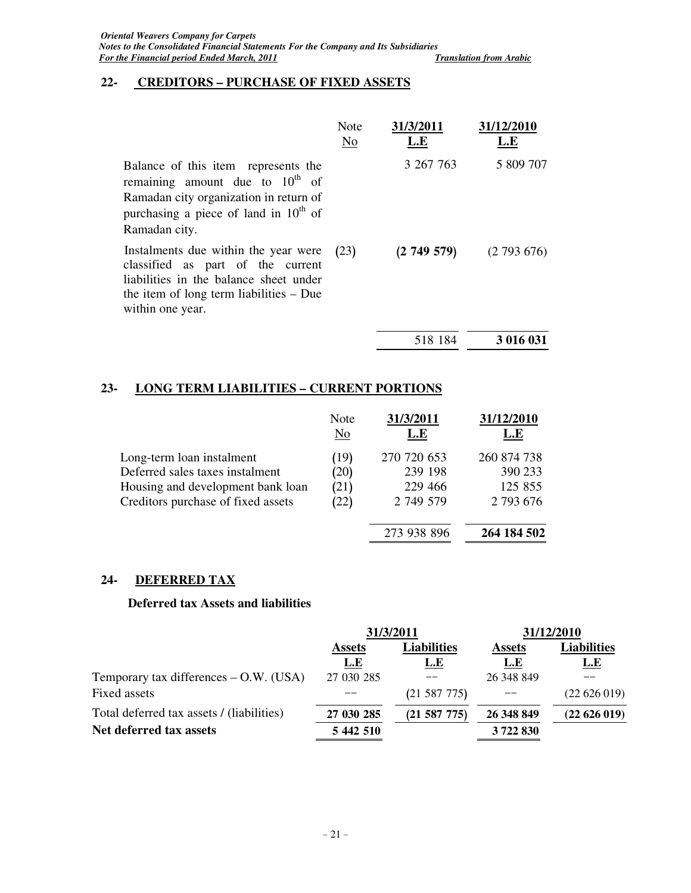## 22- CREDITORS – PURCHASE OF FIXED ASSETS

| | Note No | 31/3/2011 L.E | 31/12/2010 L.E |
|---|---|---|---|
| Balance of this item represents the remaining amount due to 10th of Ramadan city organization in return of purchasing a piece of land in 10th of Ramadan city. | | 3 267 763 | 5 809 707 |
| Instalments due within the year were classified as part of the current liabilities in the balance sheet under the item of long term liabilities – Due within one year. | (23) | **(2 749 579)** | (2 793 676) |
| | | 518 184 | **3 016 031** |

## 23- LONG TERM LIABILITIES – CURRENT PORTIONS

| | Note No | 31/3/2011 L.E | 31/12/2010 L.E |
|---|---|---|---|
| Long-term loan instalment | (19) | 270 720 653 | 260 874 738 |
| Deferred sales taxes instalment | (20) | 239 198 | 390 233 |
| Housing and development bank loan | (21) | 229 466 | 125 855 |
| Creditors purchase of fixed assets | (22) | 2 749 579 | 2 793 676 |
| | | 273 938 896 | **264 184 502** |

## 24- DEFERRED TAX

**Deferred tax Assets and liabilities**

| | 31/3/2011 | | 31/12/2010 | |
|---|---|---|---|---|
| | Assets L.E | Liabilities L.E | Assets L.E | Liabilities L.E |
| Temporary tax differences – O.W. (USA) | 27 030 285 | -- | 26 348 849 | -- |
| Fixed assets | -- | (21 587 775) | -- | (22 626 019) |
| Total deferred tax assets / (liabilities) | **27 030 285** | **(21 587 775)** | **26 348 849** | **(22 626 019)** |
| **Net deferred tax assets** | **5 442 510** | | **3 722 830** | |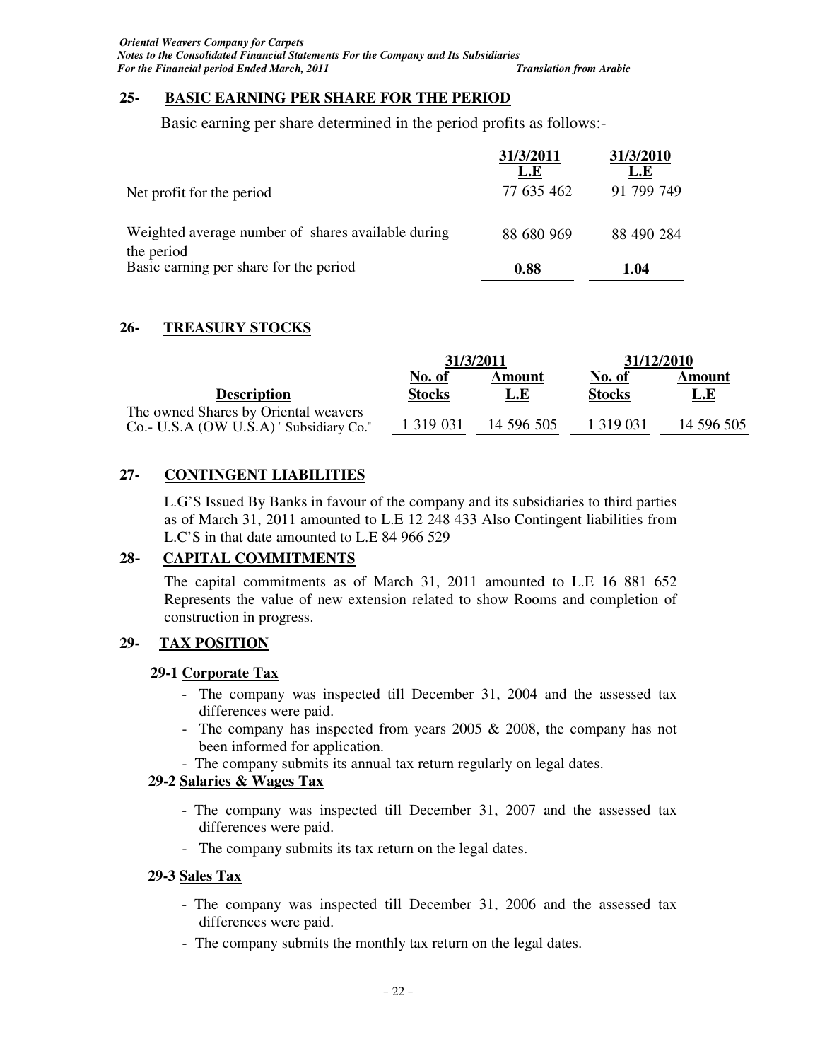## 25- BASIC EARNING PER SHARE FOR THE PERIOD

Basic earning per share determined in the period profits as follows:-

| | 31/3/2011 L.E | 31/3/2010 L.E |
|---|---|---|
| Net profit for the period | 77 635 462 | 91 799 749 |
| Weighted average number of shares available during the period | 88 680 969 | 88 490 284 |
| Basic earning per share for the period | **0.88** | **1.04** |

## 26- TREASURY STOCKS

| | 31/3/2011 | | 31/12/2010 | |
|---|---|---|---|---|
| **Description** | **No. of Stocks** | **Amount L.E** | **No. of Stocks** | **Amount L.E** |
| The owned Shares by Oriental weavers Co.- U.S.A (OW U.S.A) " Subsidiary Co." | 1 319 031 | 14 596 505 | 1 319 031 | 14 596 505 |

## 27- CONTINGENT LIABILITIES

L.G'S Issued By Banks in favour of the company and its subsidiaries to third parties as of March 31, 2011 amounted to L.E 12 248 433 Also Contingent liabilities from L.C'S in that date amounted to L.E 84 966 529

## 28- CAPITAL COMMITMENTS

The capital commitments as of March 31, 2011 amounted to L.E 16 881 652 Represents the value of new extension related to show Rooms and completion of construction in progress.

## 29- TAX POSITION

### 29-1 Corporate Tax

- The company was inspected till December 31, 2004 and the assessed tax differences were paid.
- The company has inspected from years 2005 & 2008, the company has not been informed for application.
- The company submits its annual tax return regularly on legal dates.

### 29-2 Salaries & Wages Tax

- The company was inspected till December 31, 2007 and the assessed tax differences were paid.
- The company submits its tax return on the legal dates.

### 29-3 Sales Tax

- The company was inspected till December 31, 2006 and the assessed tax differences were paid.
- The company submits the monthly tax return on the legal dates.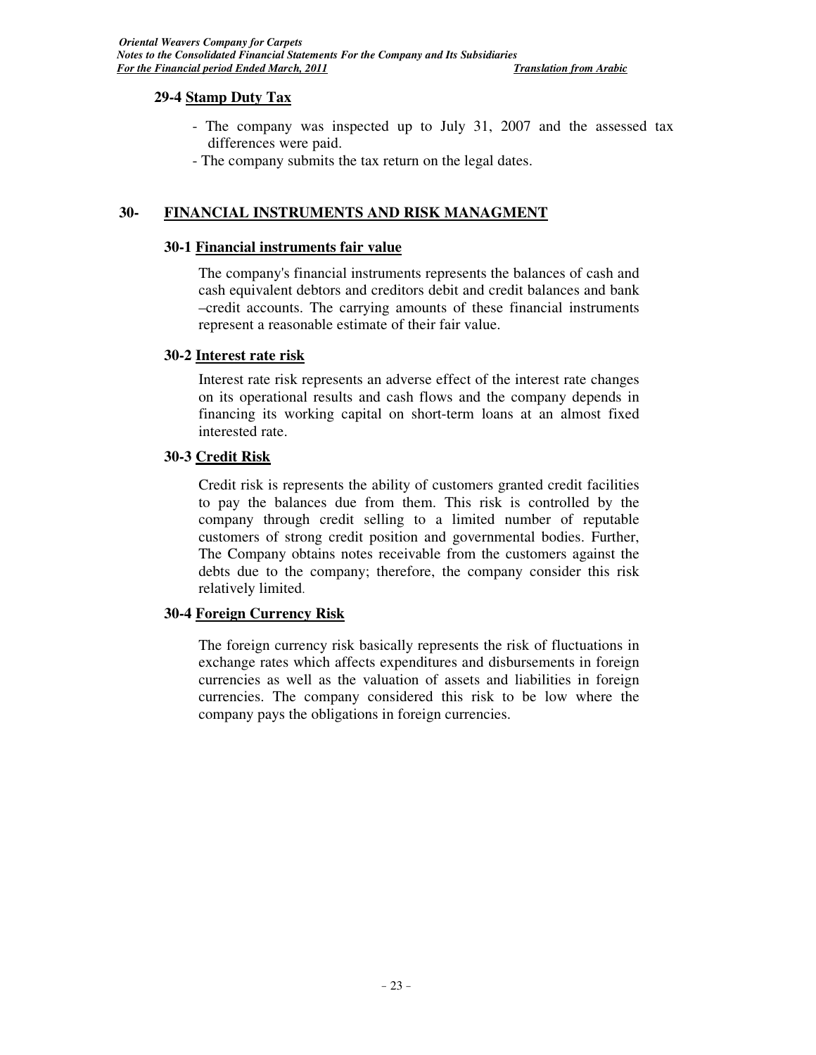### 29-4 Stamp Duty Tax

- The company was inspected up to July 31, 2007 and the assessed tax differences were paid.
- The company submits the tax return on the legal dates.

## 30- FINANCIAL INSTRUMENTS AND RISK MANAGMENT

### 30-1 Financial instruments fair value

The company's financial instruments represents the balances of cash and cash equivalent debtors and creditors debit and credit balances and bank –credit accounts. The carrying amounts of these financial instruments represent a reasonable estimate of their fair value.

### 30-2 Interest rate risk

Interest rate risk represents an adverse effect of the interest rate changes on its operational results and cash flows and the company depends in financing its working capital on short-term loans at an almost fixed interested rate.

### 30-3 Credit Risk

Credit risk is represents the ability of customers granted credit facilities to pay the balances due from them. This risk is controlled by the company through credit selling to a limited number of reputable customers of strong credit position and governmental bodies. Further, The Company obtains notes receivable from the customers against the debts due to the company; therefore, the company consider this risk relatively limited.

### 30-4 Foreign Currency Risk

The foreign currency risk basically represents the risk of fluctuations in exchange rates which affects expenditures and disbursements in foreign currencies as well as the valuation of assets and liabilities in foreign currencies. The company considered this risk to be low where the company pays the obligations in foreign currencies.